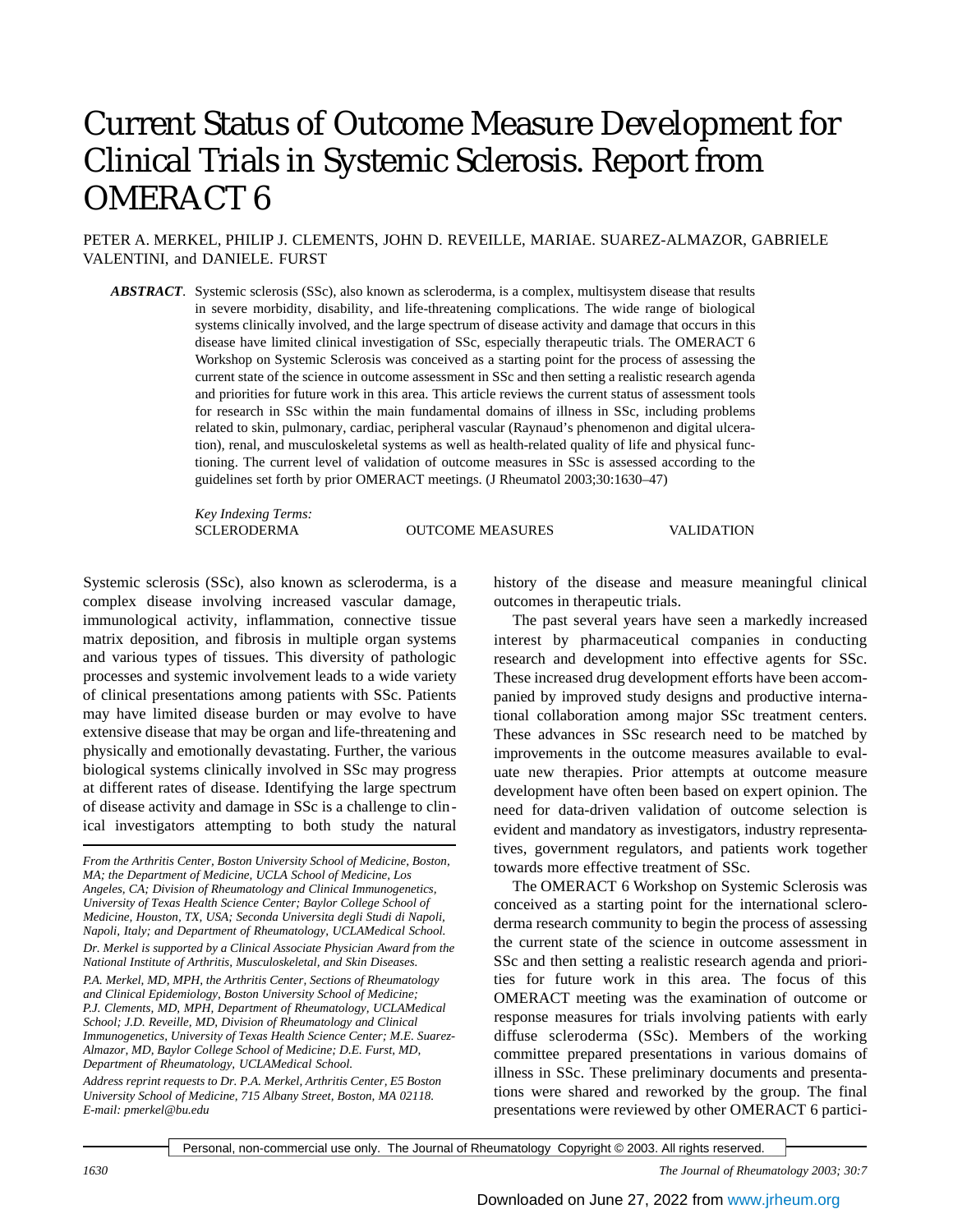# Current Status of Outcome Measure Development for Clinical Trials in Systemic Sclerosis. Report from OMERACT 6

PETER A. MERKEL, PHILIP J. CLEMENTS, JOHN D. REVEILLE, MARIAE. SUAREZ-ALMAZOR, GABRIELE VALENTINI, and DANIELE. FURST

***ABSTRACT.*** Systemic sclerosis (SSc), also known as scleroderma, is a complex, multisystem disease that results in severe morbidity, disability, and life-threatening complications. The wide range of biological systems clinically involved, and the large spectrum of disease activity and damage that occurs in this disease have limited clinical investigation of SSc, especially therapeutic trials. The OMERACT 6 Workshop on Systemic Sclerosis was conceived as a starting point for the process of assessing the current state of the science in outcome assessment in SSc and then setting a realistic research agenda and priorities for future work in this area. This article reviews the current status of assessment tools for research in SSc within the main fundamental domains of illness in SSc, including problems related to skin, pulmonary, cardiac, peripheral vascular (Raynaud's phenomenon and digital ulceration), renal, and musculoskeletal systems as well as health-related quality of life and physical functioning. The current level of validation of outcome measures in SSc is assessed according to the guidelines set forth by prior OMERACT meetings. (J Rheumatol 2003;30:1630–47)

*Key Indexing Terms:*
SCLERODERMA OUTCOME MEASURES VALIDATION

Systemic sclerosis (SSc), also known as scleroderma, is a complex disease involving increased vascular damage, immunological activity, inflammation, connective tissue matrix deposition, and fibrosis in multiple organ systems and various types of tissues. This diversity of pathologic processes and systemic involvement leads to a wide variety of clinical presentations among patients with SSc. Patients may have limited disease burden or may evolve to have extensive disease that may be organ and life-threatening and physically and emotionally devastating. Further, the various biological systems clinically involved in SSc may progress at different rates of disease. Identifying the large spectrum of disease activity and damage in SSc is a challenge to clinical investigators attempting to both study the natural history of the disease and measure meaningful clinical outcomes in therapeutic trials.

The past several years have seen a markedly increased interest by pharmaceutical companies in conducting research and development into effective agents for SSc. These increased drug development efforts have been accompanied by improved study designs and productive international collaboration among major SSc treatment centers. These advances in SSc research need to be matched by improvements in the outcome measures available to evaluate new therapies. Prior attempts at outcome measure development have often been based on expert opinion. The need for data-driven validation of outcome selection is evident and mandatory as investigators, industry representatives, government regulators, and patients work together towards more effective treatment of SSc.

The OMERACT 6 Workshop on Systemic Sclerosis was conceived as a starting point for the international scleroderma research community to begin the process of assessing the current state of the science in outcome assessment in SSc and then setting a realistic research agenda and priorities for future work in this area. The focus of this OMERACT meeting was the examination of outcome or response measures for trials involving patients with early diffuse scleroderma (SSc). Members of the working committee prepared presentations in various domains of illness in SSc. These preliminary documents and presentations were shared and reworked by the group. The final presentations were reviewed by other OMERACT 6 partici-

*From the Arthritis Center, Boston University School of Medicine, Boston, MA; the Department of Medicine, UCLA School of Medicine, Los Angeles, CA; Division of Rheumatology and Clinical Immunogenetics, University of Texas Health Science Center; Baylor College School of Medicine, Houston, TX, USA; Seconda Universita degli Studi di Napoli, Napoli, Italy; and Department of Rheumatology, UCLAMedical School.*

*Dr. Merkel is supported by a Clinical Associate Physician Award from the National Institute of Arthritis, Musculoskeletal, and Skin Diseases.*

*P.A. Merkel, MD, MPH, the Arthritis Center, Sections of Rheumatology and Clinical Epidemiology, Boston University School of Medicine; P.J. Clements, MD, MPH, Department of Rheumatology, UCLAMedical School; J.D. Reveille, MD, Division of Rheumatology and Clinical Immunogenetics, University of Texas Health Science Center; M.E. Suarez-Almazor, MD, Baylor College School of Medicine; D.E. Furst, MD, Department of Rheumatology, UCLAMedical School.*

*Address reprint requests to Dr. P.A. Merkel, Arthritis Center, E5 Boston University School of Medicine, 715 Albany Street, Boston, MA 02118. E-mail: pmerkel@bu.edu*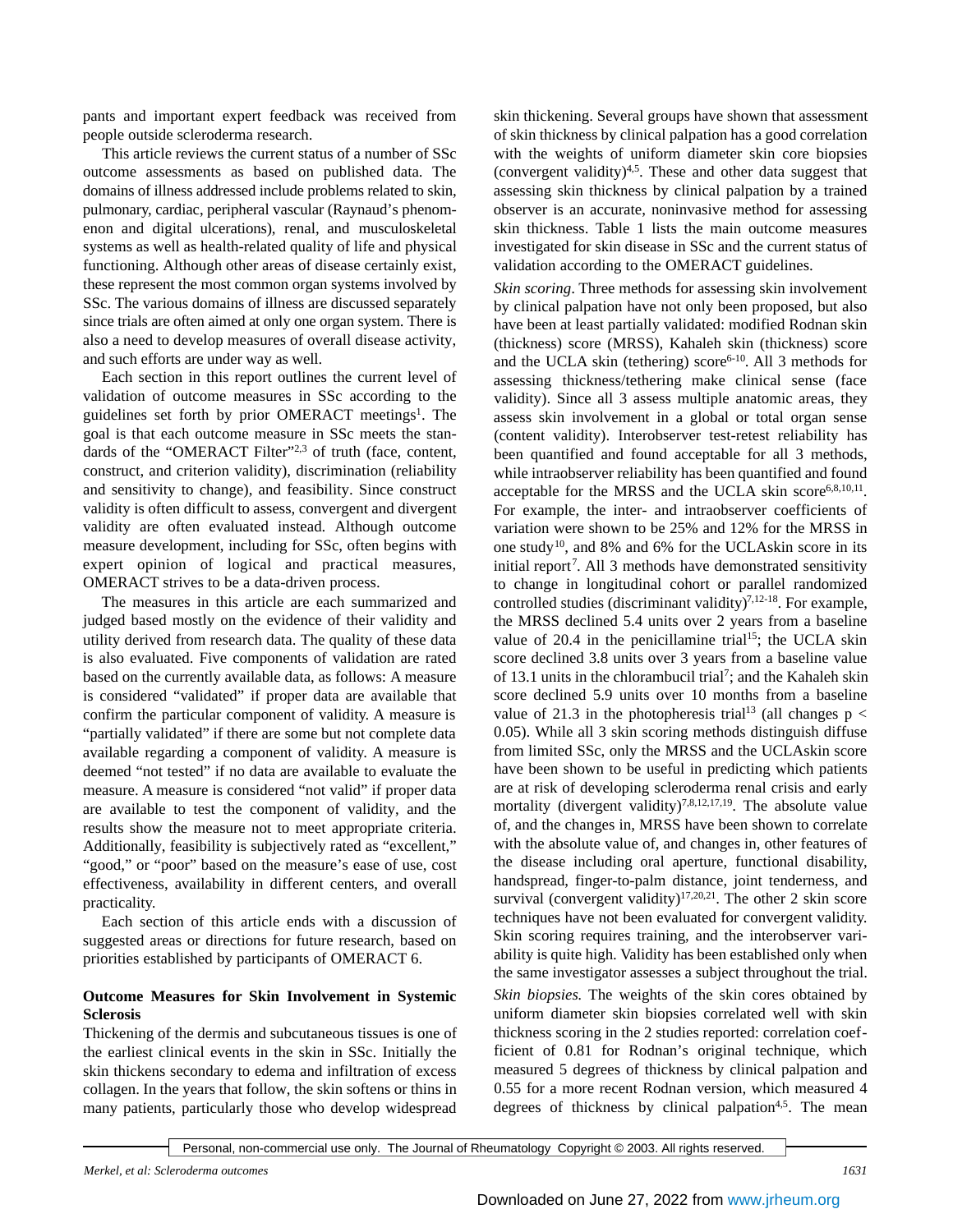pants and important expert feedback was received from people outside scleroderma research.

This article reviews the current status of a number of SSc outcome assessments as based on published data. The domains of illness addressed include problems related to skin, pulmonary, cardiac, peripheral vascular (Raynaud's phenomenon and digital ulcerations), renal, and musculoskeletal systems as well as health-related quality of life and physical functioning. Although other areas of disease certainly exist, these represent the most common organ systems involved by SSc. The various domains of illness are discussed separately since trials are often aimed at only one organ system. There is also a need to develop measures of overall disease activity, and such efforts are under way as well.

Each section in this report outlines the current level of validation of outcome measures in SSc according to the guidelines set forth by prior OMERACT meetings[1]. The goal is that each outcome measure in SSc meets the standards of the "OMERACT Filter"[2,3] of truth (face, content, construct, and criterion validity), discrimination (reliability and sensitivity to change), and feasibility. Since construct validity is often difficult to assess, convergent and divergent validity are often evaluated instead. Although outcome measure development, including for SSc, often begins with expert opinion of logical and practical measures, OMERACT strives to be a data-driven process.

The measures in this article are each summarized and judged based mostly on the evidence of their validity and utility derived from research data. The quality of these data is also evaluated. Five components of validation are rated based on the currently available data, as follows: A measure is considered "validated" if proper data are available that confirm the particular component of validity. A measure is "partially validated" if there are some but not complete data available regarding a component of validity. A measure is deemed "not tested" if no data are available to evaluate the measure. A measure is considered "not valid" if proper data are available to test the component of validity, and the results show the measure not to meet appropriate criteria. Additionally, feasibility is subjectively rated as "excellent," "good," or "poor" based on the measure's ease of use, cost effectiveness, availability in different centers, and overall practicality.

Each section of this article ends with a discussion of suggested areas or directions for future research, based on priorities established by participants of OMERACT 6.

## Outcome Measures for Skin Involvement in Systemic Sclerosis

Thickening of the dermis and subcutaneous tissues is one of the earliest clinical events in the skin in SSc. Initially the skin thickens secondary to edema and infiltration of excess collagen. In the years that follow, the skin softens or thins in many patients, particularly those who develop widespread skin thickening. Several groups have shown that assessment of skin thickness by clinical palpation has a good correlation with the weights of uniform diameter skin core biopsies (convergent validity)[4,5]. These and other data suggest that assessing skin thickness by clinical palpation by a trained observer is an accurate, noninvasive method for assessing skin thickness. Table 1 lists the main outcome measures investigated for skin disease in SSc and the current status of validation according to the OMERACT guidelines.

*Skin scoring*. Three methods for assessing skin involvement by clinical palpation have not only been proposed, but also have been at least partially validated: modified Rodnan skin (thickness) score (MRSS), Kahaleh skin (thickness) score and the UCLA skin (tethering) score[6-10]. All 3 methods for assessing thickness/tethering make clinical sense (face validity). Since all 3 assess multiple anatomic areas, they assess skin involvement in a global or total organ sense (content validity). Interobserver test-retest reliability has been quantified and found acceptable for all 3 methods, while intraobserver reliability has been quantified and found acceptable for the MRSS and the UCLA skin score[6,8,10,11]. For example, the inter- and intraobserver coefficients of variation were shown to be 25% and 12% for the MRSS in one study[10], and 8% and 6% for the UCLAskin score in its initial report[7]. All 3 methods have demonstrated sensitivity to change in longitudinal cohort or parallel randomized controlled studies (discriminant validity)[7,12-18]. For example, the MRSS declined 5.4 units over 2 years from a baseline value of 20.4 in the penicillamine trial[15]; the UCLA skin score declined 3.8 units over 3 years from a baseline value of 13.1 units in the chlorambucil trial[7]; and the Kahaleh skin score declined 5.9 units over 10 months from a baseline value of 21.3 in the photopheresis trial[13] (all changes $p < 0.05$). While all 3 skin scoring methods distinguish diffuse from limited SSc, only the MRSS and the UCLAskin score have been shown to be useful in predicting which patients are at risk of developing scleroderma renal crisis and early mortality (divergent validity)[7,8,12,17,19]. The absolute value of, and the changes in, MRSS have been shown to correlate with the absolute value of, and changes in, other features of the disease including oral aperture, functional disability, handspread, finger-to-palm distance, joint tenderness, and survival (convergent validity)[17,20,21]. The other 2 skin score techniques have not been evaluated for convergent validity. Skin scoring requires training, and the interobserver variability is quite high. Validity has been established only when the same investigator assesses a subject throughout the trial.

*Skin biopsies.* The weights of the skin cores obtained by uniform diameter skin biopsies correlated well with skin thickness scoring in the 2 studies reported: correlation coefficient of 0.81 for Rodnan's original technique, which measured 5 degrees of thickness by clinical palpation and 0.55 for a more recent Rodnan version, which measured 4 degrees of thickness by clinical palpation[4,5]. The mean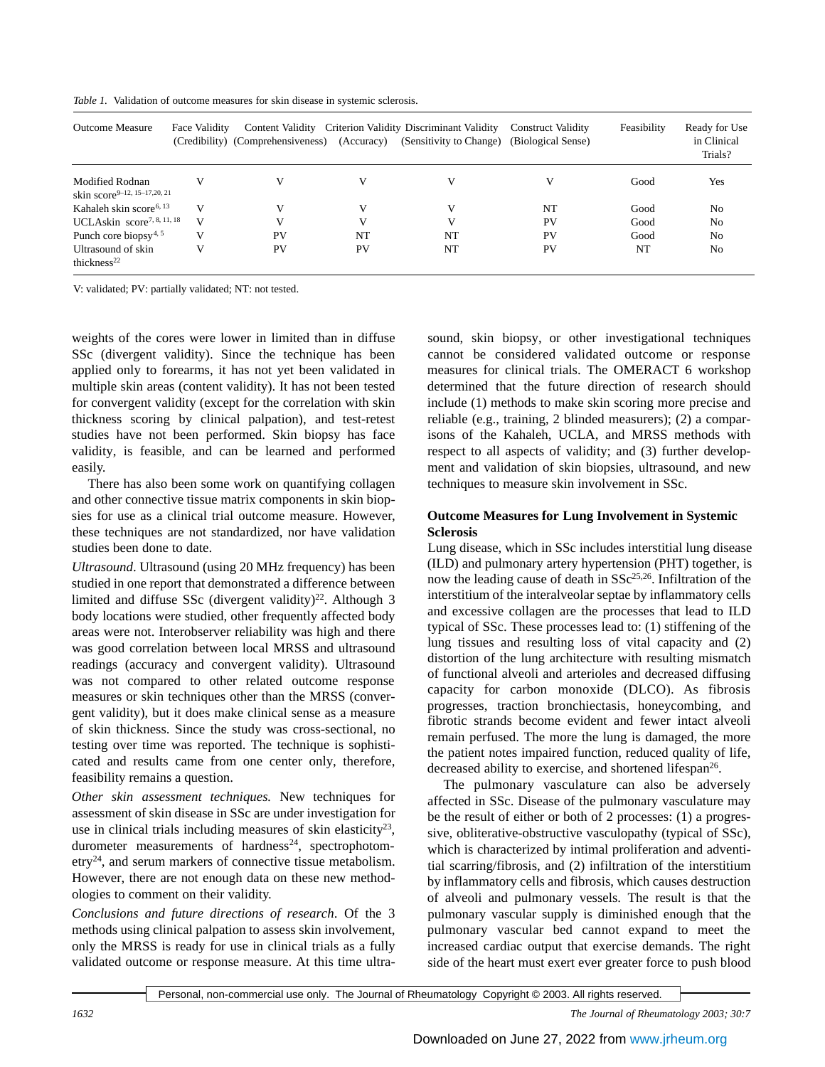*Table 1.* Validation of outcome measures for skin disease in systemic sclerosis.

| Outcome Measure | Face Validity (Credibility) | Content Validity (Comprehensiveness) | Criterion Validity (Accuracy) | Discriminant Validity (Sensitivity to Change) | Construct Validity (Biological Sense) | Feasibility | Ready for Use in Clinical Trials? |
|---|---|---|---|---|---|---|---|
| Modified Rodnan skin score[9–12, 15–17,20, 21] | V | V | V | V | V | Good | Yes |
| Kahaleh skin score[6, 13] | V | V | V | V | NT | Good | No |
| UCLAskin score[7, 8, 11, 18] | V | V | V | V | PV | Good | No |
| Punch core biopsy[4, 5] | V | PV | NT | NT | PV | Good | No |
| Ultrasound of skin thickness[22] | V | PV | PV | NT | PV | NT | No |

V: validated; PV: partially validated; NT: not tested.

weights of the cores were lower in limited than in diffuse SSc (divergent validity). Since the technique has been applied only to forearms, it has not yet been validated in multiple skin areas (content validity). It has not been tested for convergent validity (except for the correlation with skin thickness scoring by clinical palpation), and test-retest studies have not been performed. Skin biopsy has face validity, is feasible, and can be learned and performed easily.

There has also been some work on quantifying collagen and other connective tissue matrix components in skin biopsies for use as a clinical trial outcome measure. However, these techniques are not standardized, nor have validation studies been done to date.

*Ultrasound*. Ultrasound (using 20 MHz frequency) has been studied in one report that demonstrated a difference between limited and diffuse SSc (divergent validity)[22]. Although 3 body locations were studied, other frequently affected body areas were not. Interobserver reliability was high and there was good correlation between local MRSS and ultrasound readings (accuracy and convergent validity). Ultrasound was not compared to other related outcome response measures or skin techniques other than the MRSS (convergent validity), but it does make clinical sense as a measure of skin thickness. Since the study was cross-sectional, no testing over time was reported. The technique is sophisticated and results came from one center only, therefore, feasibility remains a question.

*Other skin assessment techniques.* New techniques for assessment of skin disease in SSc are under investigation for use in clinical trials including measures of skin elasticity[23], durometer measurements of hardness[24], spectrophotometry[24], and serum markers of connective tissue metabolism. However, there are not enough data on these new methodologies to comment on their validity.

*Conclusions and future directions of research*. Of the 3 methods using clinical palpation to assess skin involvement, only the MRSS is ready for use in clinical trials as a fully validated outcome or response measure. At this time ultrasound, skin biopsy, or other investigational techniques cannot be considered validated outcome or response measures for clinical trials. The OMERACT 6 workshop determined that the future direction of research should include (1) methods to make skin scoring more precise and reliable (e.g., training, 2 blinded measurers); (2) a comparisons of the Kahaleh, UCLA, and MRSS methods with respect to all aspects of validity; and (3) further development and validation of skin biopsies, ultrasound, and new techniques to measure skin involvement in SSc.

**Outcome Measures for Lung Involvement in Systemic Sclerosis**

Lung disease, which in SSc includes interstitial lung disease (ILD) and pulmonary artery hypertension (PHT) together, is now the leading cause of death in SSc[25,26]. Infiltration of the interstitium of the interalveolar septae by inflammatory cells and excessive collagen are the processes that lead to ILD typical of SSc. These processes lead to: (1) stiffening of the lung tissues and resulting loss of vital capacity and (2) distortion of the lung architecture with resulting mismatch of functional alveoli and arterioles and decreased diffusing capacity for carbon monoxide (DLCO). As fibrosis progresses, traction bronchiectasis, honeycombing, and fibrotic strands become evident and fewer intact alveoli remain perfused. The more the lung is damaged, the more the patient notes impaired function, reduced quality of life, decreased ability to exercise, and shortened lifespan[26].

The pulmonary vasculature can also be adversely affected in SSc. Disease of the pulmonary vasculature may be the result of either or both of 2 processes: (1) a progressive, obliterative-obstructive vasculopathy (typical of SSc), which is characterized by intimal proliferation and adventitial scarring/fibrosis, and (2) infiltration of the interstitium by inflammatory cells and fibrosis, which causes destruction of alveoli and pulmonary vessels. The result is that the pulmonary vascular supply is diminished enough that the pulmonary vascular bed cannot expand to meet the increased cardiac output that exercise demands. The right side of the heart must exert ever greater force to push blood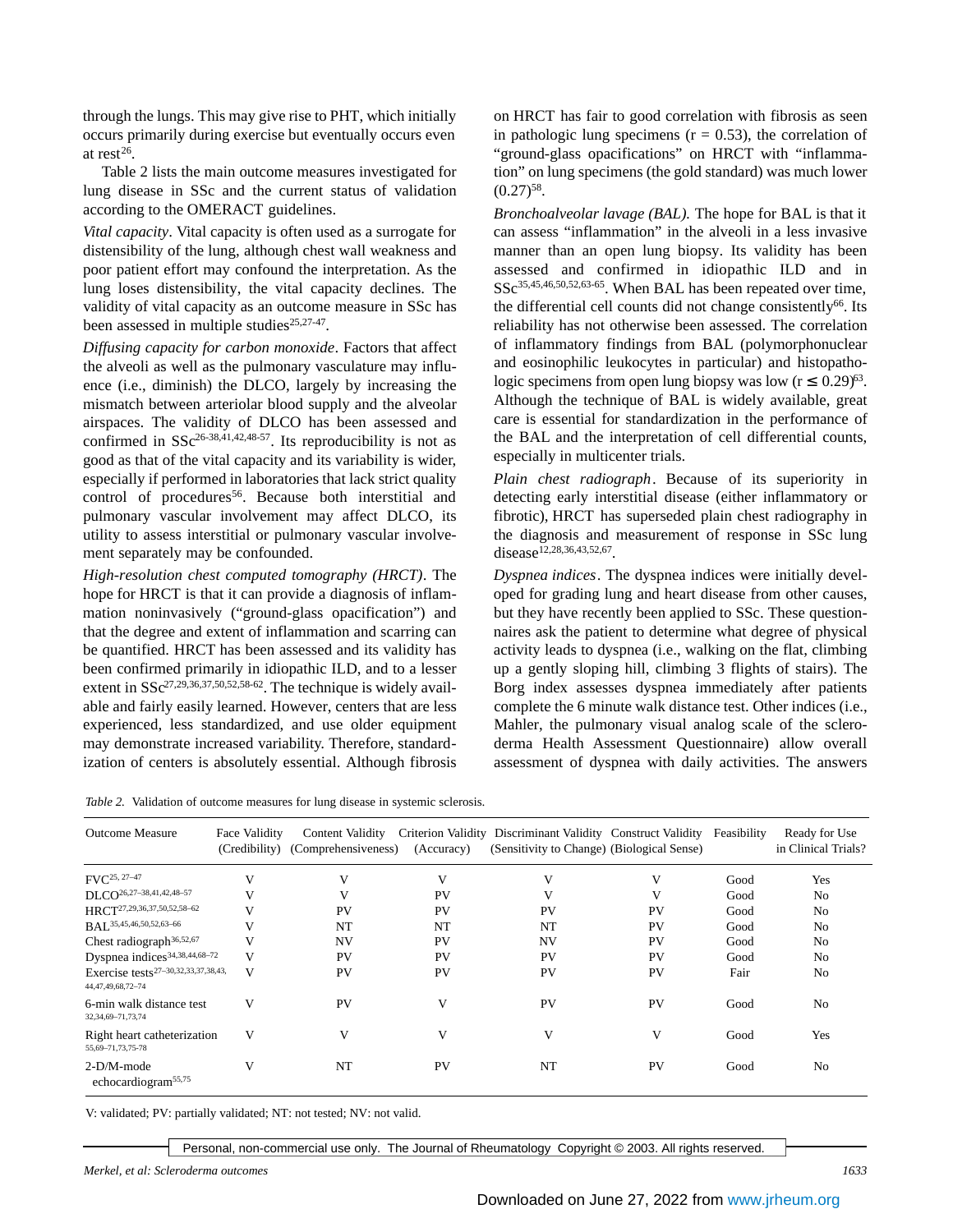through the lungs. This may give rise to PHT, which initially occurs primarily during exercise but eventually occurs even at rest[26].

Table 2 lists the main outcome measures investigated for lung disease in SSc and the current status of validation according to the OMERACT guidelines.

*Vital capacity*. Vital capacity is often used as a surrogate for distensibility of the lung, although chest wall weakness and poor patient effort may confound the interpretation. As the lung loses distensibility, the vital capacity declines. The validity of vital capacity as an outcome measure in SSc has been assessed in multiple studies[25,27-47].

*Diffusing capacity for carbon monoxide*. Factors that affect the alveoli as well as the pulmonary vasculature may influence (i.e., diminish) the DLCO, largely by increasing the mismatch between arteriolar blood supply and the alveolar airspaces. The validity of DLCO has been assessed and confirmed in SSc[26-38,41,42,48-57]. Its reproducibility is not as good as that of the vital capacity and its variability is wider, especially if performed in laboratories that lack strict quality control of procedures[56]. Because both interstitial and pulmonary vascular involvement may affect DLCO, its utility to assess interstitial or pulmonary vascular involvement separately may be confounded.

*High-resolution chest computed tomography (HRCT)*. The hope for HRCT is that it can provide a diagnosis of inflammation noninvasively ("ground-glass opacification") and that the degree and extent of inflammation and scarring can be quantified. HRCT has been assessed and its validity has been confirmed primarily in idiopathic ILD, and to a lesser extent in SSc[27,29,36,37,50,52,58-62]. The technique is widely available and fairly easily learned. However, centers that are less experienced, less standardized, and use older equipment may demonstrate increased variability. Therefore, standardization of centers is absolutely essential. Although fibrosis on HRCT has fair to good correlation with fibrosis as seen in pathologic lung specimens ($r = 0.53$), the correlation of "ground-glass opacifications" on HRCT with "inflammation" on lung specimens (the gold standard) was much lower (0.27)[58].

*Bronchoalveolar lavage (BAL).* The hope for BAL is that it can assess "inflammation" in the alveoli in a less invasive manner than an open lung biopsy. Its validity has been assessed and confirmed in idiopathic ILD and in SSc[35,45,46,50,52,63-65]. When BAL has been repeated over time, the differential cell counts did not change consistently[66]. Its reliability has not otherwise been assessed. The correlation of inflammatory findings from BAL (polymorphonuclear and eosinophilic leukocytes in particular) and histopathologic specimens from open lung biopsy was low ($r \leq 0.29$)[63]. Although the technique of BAL is widely available, great care is essential for standardization in the performance of the BAL and the interpretation of cell differential counts, especially in multicenter trials.

*Plain chest radiograph*. Because of its superiority in detecting early interstitial disease (either inflammatory or fibrotic), HRCT has superseded plain chest radiography in the diagnosis and measurement of response in SSc lung disease[12,28,36,43,52,67].

*Dyspnea indices*. The dyspnea indices were initially developed for grading lung and heart disease from other causes, but they have recently been applied to SSc. These questionnaires ask the patient to determine what degree of physical activity leads to dyspnea (i.e., walking on the flat, climbing up a gently sloping hill, climbing 3 flights of stairs). The Borg index assesses dyspnea immediately after patients complete the 6 minute walk distance test. Other indices (i.e., Mahler, the pulmonary visual analog scale of the scleroderma Health Assessment Questionnaire) allow overall assessment of dyspnea with daily activities. The answers

*Table 2.* Validation of outcome measures for lung disease in systemic sclerosis.

| Outcome Measure | Face Validity (Credibility) | Content Validity (Comprehensiveness) | Criterion Validity (Accuracy) | Discriminant Validity (Sensitivity to Change) | Construct Validity (Biological Sense) | Feasibility | Ready for Use in Clinical Trials? |
|---|---|---|---|---|---|---|---|
| FVC[25,27–47] | V | V | V | V | V | Good | Yes |
| DLCO[26,27–38,41,42,48–57] | V | V | PV | V | V | Good | No |
| HRCT[27,29,36,37,50,52,58–62] | V | PV | PV | PV | PV | Good | No |
| BAL[35,45,46,50,52,63–66] | V | NT | NT | NT | PV | Good | No |
| Chest radiograph[36,52,67] | V | NV | PV | NV | PV | Good | No |
| Dyspnea indices[34,38,44,68–72] | V | PV | PV | PV | PV | Good | No |
| Exercise tests[27–30,32,33,37,38,43,44,47,49,68,72–74] | V | PV | PV | PV | PV | Fair | No |
| 6-min walk distance test[32,34,69–71,73,74] | V | PV | V | PV | PV | Good | No |
| Right heart catheterization[55,69–71,73,75–78] | V | V | V | V | V | Good | Yes |
| 2-D/M-mode echocardiogram[55,75] | V | NT | PV | NT | PV | Good | No |

V: validated; PV: partially validated; NT: not tested; NV: not valid.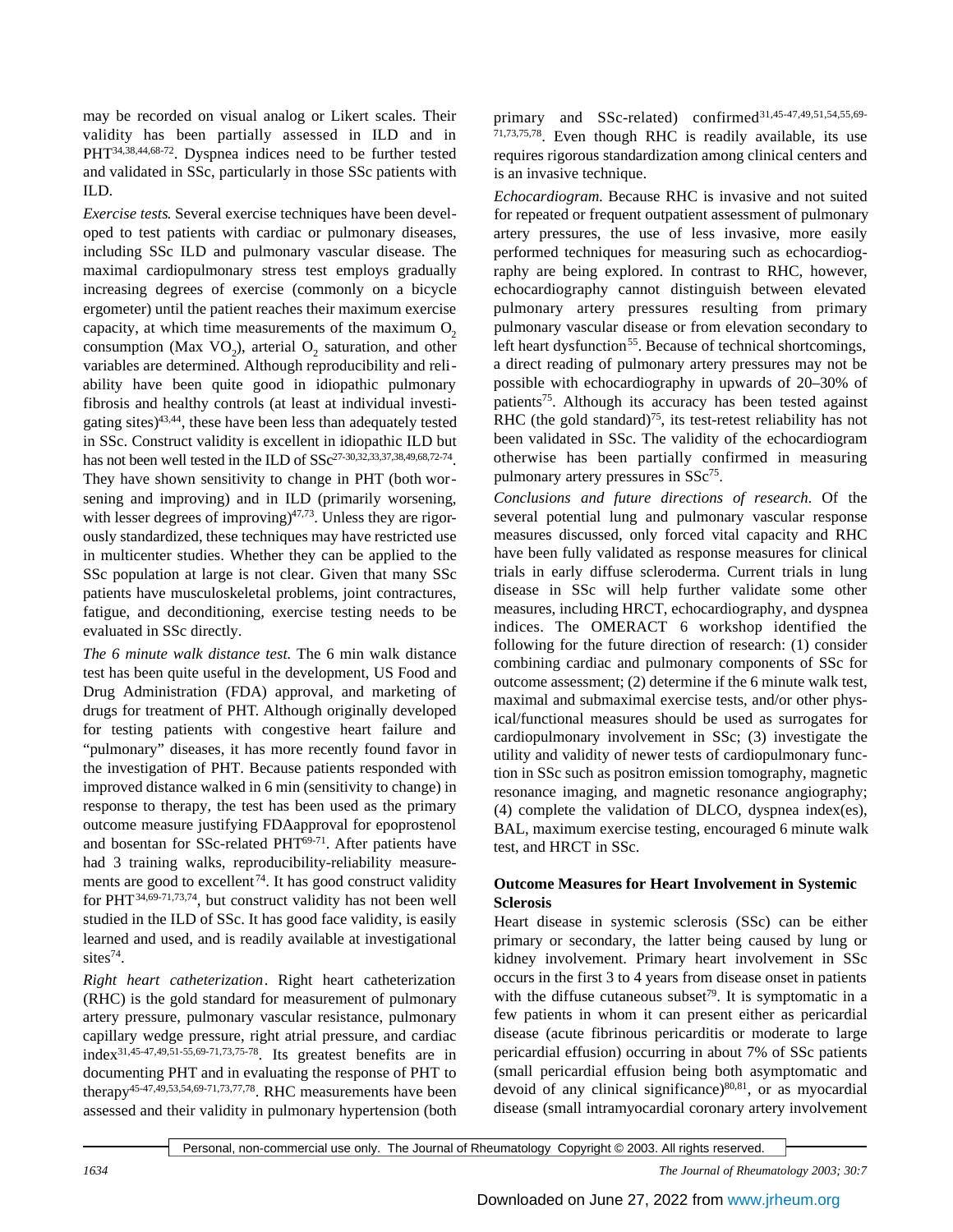may be recorded on visual analog or Likert scales. Their validity has been partially assessed in ILD and in PHT[34,38,44,68-72]. Dyspnea indices need to be further tested and validated in SSc, particularly in those SSc patients with ILD.

*Exercise tests.* Several exercise techniques have been developed to test patients with cardiac or pulmonary diseases, including SSc ILD and pulmonary vascular disease. The maximal cardiopulmonary stress test employs gradually increasing degrees of exercise (commonly on a bicycle ergometer) until the patient reaches their maximum exercise capacity, at which time measurements of the maximum $O_2$ consumption (Max $VO_2$), arterial $O_2$ saturation, and other variables are determined. Although reproducibility and reliability have been quite good in idiopathic pulmonary fibrosis and healthy controls (at least at individual investigating sites)[43,44], these have been less than adequately tested in SSc. Construct validity is excellent in idiopathic ILD but has not been well tested in the ILD of SSc[27-30,32,33,37,38,49,68,72-74]. They have shown sensitivity to change in PHT (both worsening and improving) and in ILD (primarily worsening, with lesser degrees of improving)[47,73]. Unless they are rigorously standardized, these techniques may have restricted use in multicenter studies. Whether they can be applied to the SSc population at large is not clear. Given that many SSc patients have musculoskeletal problems, joint contractures, fatigue, and deconditioning, exercise testing needs to be evaluated in SSc directly.

*The 6 minute walk distance test.* The 6 min walk distance test has been quite useful in the development, US Food and Drug Administration (FDA) approval, and marketing of drugs for treatment of PHT. Although originally developed for testing patients with congestive heart failure and "pulmonary" diseases, it has more recently found favor in the investigation of PHT. Because patients responded with improved distance walked in 6 min (sensitivity to change) in response to therapy, the test has been used as the primary outcome measure justifying FDAapproval for epoprostenol and bosentan for SSc-related PHT[69-71]. After patients have had 3 training walks, reproducibility-reliability measurements are good to excellent[74]. It has good construct validity for PHT[34,69-71,73,74], but construct validity has not been well studied in the ILD of SSc. It has good face validity, is easily learned and used, and is readily available at investigational sites[74].

*Right heart catheterization.* Right heart catheterization (RHC) is the gold standard for measurement of pulmonary artery pressure, pulmonary vascular resistance, pulmonary capillary wedge pressure, right atrial pressure, and cardiac index[31,45-47,49,51-55,69-71,73,75-78]. Its greatest benefits are in documenting PHT and in evaluating the response of PHT to therapy[45-47,49,53,54,69-71,73,77,78]. RHC measurements have been assessed and their validity in pulmonary hypertension (both primary and SSc-related) confirmed[31,45-47,49,51,54,55,69-71,73,75,78]. Even though RHC is readily available, its use requires rigorous standardization among clinical centers and is an invasive technique.

*Echocardiogram.* Because RHC is invasive and not suited for repeated or frequent outpatient assessment of pulmonary artery pressures, the use of less invasive, more easily performed techniques for measuring such as echocardiography are being explored. In contrast to RHC, however, echocardiography cannot distinguish between elevated pulmonary artery pressures resulting from primary pulmonary vascular disease or from elevation secondary to left heart dysfunction[55]. Because of technical shortcomings, a direct reading of pulmonary artery pressures may not be possible with echocardiography in upwards of 20–30% of patients[75]. Although its accuracy has been tested against RHC (the gold standard)[75], its test-retest reliability has not been validated in SSc. The validity of the echocardiogram otherwise has been partially confirmed in measuring pulmonary artery pressures in SSc[75].

*Conclusions and future directions of research.* Of the several potential lung and pulmonary vascular response measures discussed, only forced vital capacity and RHC have been fully validated as response measures for clinical trials in early diffuse scleroderma. Current trials in lung disease in SSc will help further validate some other measures, including HRCT, echocardiography, and dyspnea indices. The OMERACT 6 workshop identified the following for the future direction of research: (1) consider combining cardiac and pulmonary components of SSc for outcome assessment; (2) determine if the 6 minute walk test, maximal and submaximal exercise tests, and/or other physical/functional measures should be used as surrogates for cardiopulmonary involvement in SSc; (3) investigate the utility and validity of newer tests of cardiopulmonary function in SSc such as positron emission tomography, magnetic resonance imaging, and magnetic resonance angiography; (4) complete the validation of DLCO, dyspnea index(es), BAL, maximum exercise testing, encouraged 6 minute walk test, and HRCT in SSc.

**Outcome Measures for Heart Involvement in Systemic Sclerosis**

Heart disease in systemic sclerosis (SSc) can be either primary or secondary, the latter being caused by lung or kidney involvement. Primary heart involvement in SSc occurs in the first 3 to 4 years from disease onset in patients with the diffuse cutaneous subset[79]. It is symptomatic in a few patients in whom it can present either as pericardial disease (acute fibrinous pericarditis or moderate to large pericardial effusion) occurring in about 7% of SSc patients (small pericardial effusion being both asymptomatic and devoid of any clinical significance)[80,81], or as myocardial disease (small intramyocardial coronary artery involvement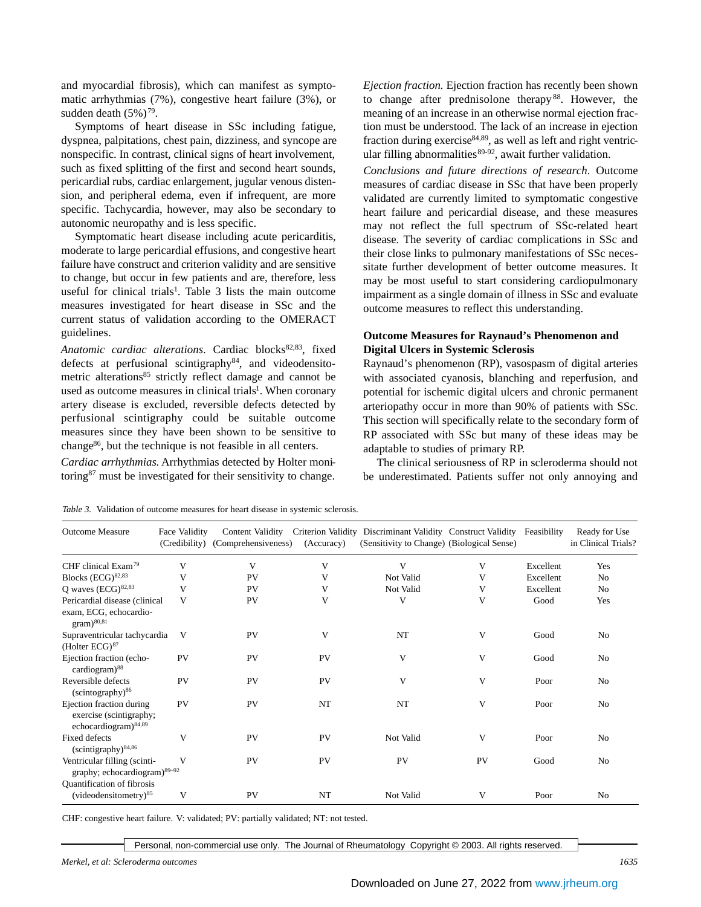and myocardial fibrosis), which can manifest as symptomatic arrhythmias (7%), congestive heart failure (3%), or sudden death (5%)[79].

Symptoms of heart disease in SSc including fatigue, dyspnea, palpitations, chest pain, dizziness, and syncope are nonspecific. In contrast, clinical signs of heart involvement, such as fixed splitting of the first and second heart sounds, pericardial rubs, cardiac enlargement, jugular venous distension, and peripheral edema, even if infrequent, are more specific. Tachycardia, however, may also be secondary to autonomic neuropathy and is less specific.

Symptomatic heart disease including acute pericarditis, moderate to large pericardial effusions, and congestive heart failure have construct and criterion validity and are sensitive to change, but occur in few patients and are, therefore, less useful for clinical trials[1]. Table 3 lists the main outcome measures investigated for heart disease in SSc and the current status of validation according to the OMERACT guidelines.

*Anatomic cardiac alterations.* Cardiac blocks[82,83], fixed defects at perfusional scintigraphy[84], and videodensitometric alterations[85] strictly reflect damage and cannot be used as outcome measures in clinical trials[1]. When coronary artery disease is excluded, reversible defects detected by perfusional scintigraphy could be suitable outcome measures since they have been shown to be sensitive to change[86], but the technique is not feasible in all centers.

*Cardiac arrhythmias.* Arrhythmias detected by Holter monitoring[87] must be investigated for their sensitivity to change.

*Ejection fraction.* Ejection fraction has recently been shown to change after prednisolone therapy[88]. However, the meaning of an increase in an otherwise normal ejection fraction must be understood. The lack of an increase in ejection fraction during exercise[84,89], as well as left and right ventricular filling abnormalities[89-92], await further validation.

*Conclusions and future directions of research.* Outcome measures of cardiac disease in SSc that have been properly validated are currently limited to symptomatic congestive heart failure and pericardial disease, and these measures may not reflect the full spectrum of SSc-related heart disease. The severity of cardiac complications in SSc and their close links to pulmonary manifestations of SSc necessitate further development of better outcome measures. It may be most useful to start considering cardiopulmonary impairment as a single domain of illness in SSc and evaluate outcome measures to reflect this understanding.

### Outcome Measures for Raynaud's Phenomenon and Digital Ulcers in Systemic Sclerosis

Raynaud's phenomenon (RP), vasospasm of digital arteries with associated cyanosis, blanching and reperfusion, and potential for ischemic digital ulcers and chronic permanent arteriopathy occur in more than 90% of patients with SSc. This section will specifically relate to the secondary form of RP associated with SSc but many of these ideas may be adaptable to studies of primary RP.

The clinical seriousness of RP in scleroderma should not be underestimated. Patients suffer not only annoying and

*Table 3.* Validation of outcome measures for heart disease in systemic sclerosis.

| Outcome Measure | Face Validity (Credibility) | Content Validity (Comprehensiveness) | Criterion Validity (Accuracy) | Discriminant Validity (Sensitivity to Change) | Construct Validity (Biological Sense) | Feasibility | Ready for Use in Clinical Trials? |
|---|---|---|---|---|---|---|---|
| CHF clinical Exam[79] | V | V | V | V | V | Excellent | Yes |
| Blocks (ECG)[82,83] | V | PV | V | Not Valid | V | Excellent | No |
| Q waves (ECG)[82,83] | V | PV | V | Not Valid | V | Excellent | No |
| Pericardial disease (clinical exam, ECG, echocardiogram)[80,81] | V | PV | V | V | V | Good | Yes |
| Supraventricular tachycardia (Holter ECG)[87] | V | PV | V | NT | V | Good | No |
| Ejection fraction (echocardiogram)[88] | PV | PV | PV | V | V | Good | No |
| Reversible defects (scintography)[86] | PV | PV | PV | V | V | Poor | No |
| Ejection fraction during exercise (scintigraphy; echocardiogram)[84,89] | PV | PV | NT | NT | V | Poor | No |
| Fixed defects (scintigraphy)[84,86] | V | PV | PV | Not Valid | V | Poor | No |
| Ventricular filling (scintigraphy; echocardiogram)[89–92] | V | PV | PV | PV | PV | Good | No |
| Quantification of fibrosis (videodensitometry)[85] | V | PV | NT | Not Valid | V | Poor | No |

CHF: congestive heart failure. V: validated; PV: partially validated; NT: not tested.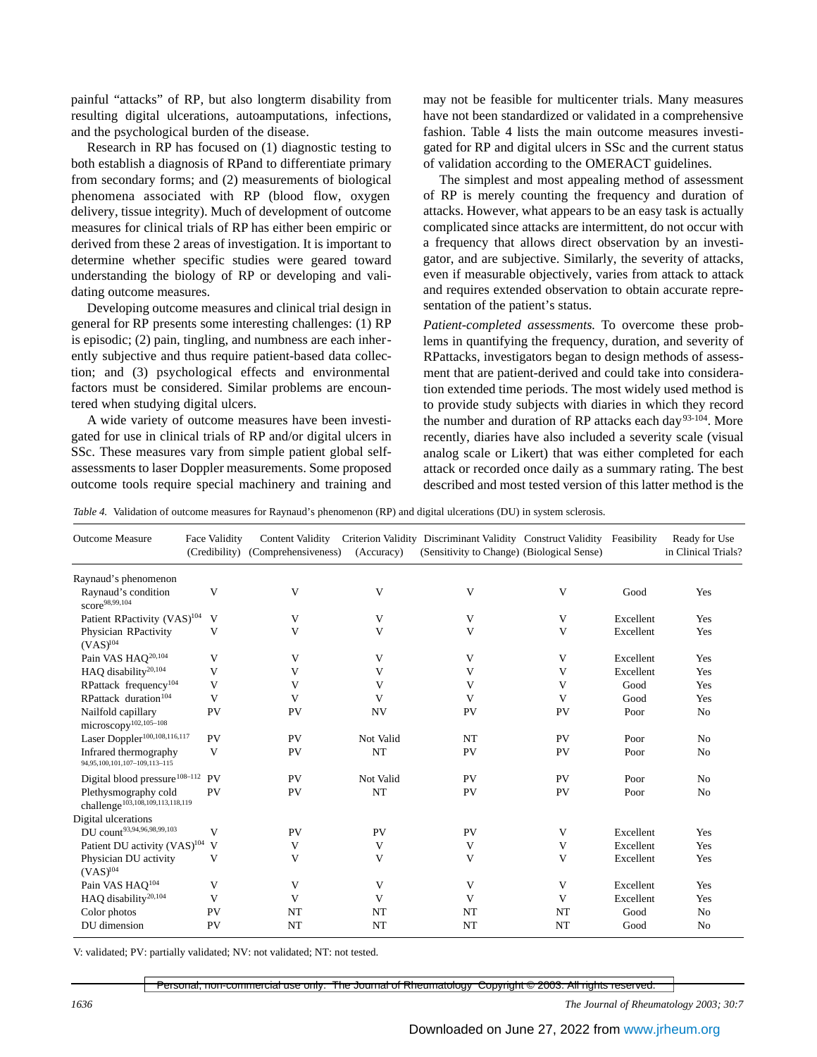painful "attacks" of RP, but also longterm disability from resulting digital ulcerations, autoamputations, infections, and the psychological burden of the disease.

Research in RP has focused on (1) diagnostic testing to both establish a diagnosis of RPand to differentiate primary from secondary forms; and (2) measurements of biological phenomena associated with RP (blood flow, oxygen delivery, tissue integrity). Much of development of outcome measures for clinical trials of RP has either been empiric or derived from these 2 areas of investigation. It is important to determine whether specific studies were geared toward understanding the biology of RP or developing and validating outcome measures.

Developing outcome measures and clinical trial design in general for RP presents some interesting challenges: (1) RP is episodic; (2) pain, tingling, and numbness are each inherently subjective and thus require patient-based data collection; and (3) psychological effects and environmental factors must be considered. Similar problems are encountered when studying digital ulcers.

A wide variety of outcome measures have been investigated for use in clinical trials of RP and/or digital ulcers in SSc. These measures vary from simple patient global self-assessments to laser Doppler measurements. Some proposed outcome tools require special machinery and training and may not be feasible for multicenter trials. Many measures have not been standardized or validated in a comprehensive fashion. Table 4 lists the main outcome measures investigated for RP and digital ulcers in SSc and the current status of validation according to the OMERACT guidelines.

The simplest and most appealing method of assessment of RP is merely counting the frequency and duration of attacks. However, what appears to be an easy task is actually complicated since attacks are intermittent, do not occur with a frequency that allows direct observation by an investigator, and are subjective. Similarly, the severity of attacks, even if measurable objectively, varies from attack to attack and requires extended observation to obtain accurate representation of the patient's status.

*Patient-completed assessments.* To overcome these problems in quantifying the frequency, duration, and severity of RPattacks, investigators began to design methods of assessment that are patient-derived and could take into consideration extended time periods. The most widely used method is to provide study subjects with diaries in which they record the number and duration of RP attacks each day[93-104]. More recently, diaries have also included a severity scale (visual analog scale or Likert) that was either completed for each attack or recorded once daily as a summary rating. The best described and most tested version of this latter method is the

*Table 4.* Validation of outcome measures for Raynaud's phenomenon (RP) and digital ulcerations (DU) in system sclerosis.

| Outcome Measure | Face Validity (Credibility) | Content Validity (Comprehensiveness) | Criterion Validity (Accuracy) | Discriminant Validity (Sensitivity to Change) | Construct Validity (Biological Sense) | Feasibility | Ready for Use in Clinical Trials? |
|---|---|---|---|---|---|---|---|
| Raynaud's phenomenon | | | | | | | |
| Raynaud's condition score[98,99,104] | V | V | V | V | V | Good | Yes |
| Patient RPactivity (VAS)[104] | V | V | V | V | V | Excellent | Yes |
| Physician RPactivity (VAS)[104] | V | V | V | V | V | Excellent | Yes |
| Pain VAS HAQ[20,104] | V | V | V | V | V | Excellent | Yes |
| HAQ disability[20,104] | V | V | V | V | V | Excellent | Yes |
| RPattack frequency[104] | V | V | V | V | V | Good | Yes |
| RPattack duration[104] | V | V | V | V | V | Good | Yes |
| Nailfold capillary microscopy[102,105–108] | PV | PV | NV | PV | PV | Poor | No |
| Laser Doppler[100,108,116,117] | PV | PV | Not Valid | NT | PV | Poor | No |
| Infrared thermography[94,95,100,101,107–109,113–115] | V | PV | NT | PV | PV | Poor | No |
| Digital blood pressure[108–112] | PV | PV | Not Valid | PV | PV | Poor | No |
| Plethysmography cold challenge[103,108,109,113,118,119] | PV | PV | NT | PV | PV | Poor | No |
| Digital ulcerations | | | | | | | |
| DU count[93,94,96,98,99,103] | V | PV | PV | PV | V | Excellent | Yes |
| Patient DU activity (VAS)[104] | V | V | V | V | V | Excellent | Yes |
| Physician DU activity (VAS)[104] | V | V | V | V | V | Excellent | Yes |
| Pain VAS HAQ[104] | V | V | V | V | V | Excellent | Yes |
| HAQ disability[20,104] | V | V | V | V | V | Excellent | Yes |
| Color photos | PV | NT | NT | NT | NT | Good | No |
| DU dimension | PV | NT | NT | NT | NT | Good | No |

V: validated; PV: partially validated; NV: not validated; NT: not tested.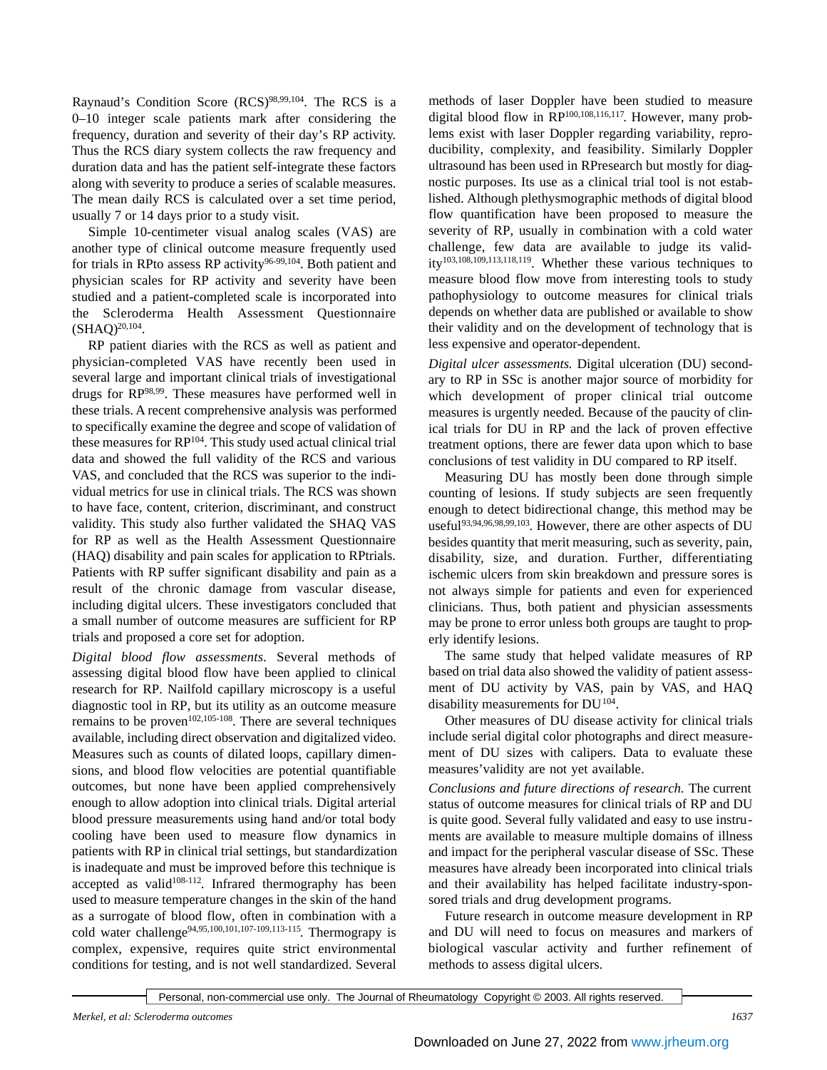Raynaud's Condition Score (RCS)[98,99,104]. The RCS is a 0–10 integer scale patients mark after considering the frequency, duration and severity of their day's RP activity. Thus the RCS diary system collects the raw frequency and duration data and has the patient self-integrate these factors along with severity to produce a series of scalable measures. The mean daily RCS is calculated over a set time period, usually 7 or 14 days prior to a study visit.

Simple 10-centimeter visual analog scales (VAS) are another type of clinical outcome measure frequently used for trials in RPto assess RP activity[96-99,104]. Both patient and physician scales for RP activity and severity have been studied and a patient-completed scale is incorporated into the Scleroderma Health Assessment Questionnaire (SHAQ)[20,104].

RP patient diaries with the RCS as well as patient and physician-completed VAS have recently been used in several large and important clinical trials of investigational drugs for RP[98,99]. These measures have performed well in these trials. A recent comprehensive analysis was performed to specifically examine the degree and scope of validation of these measures for RP[104]. This study used actual clinical trial data and showed the full validity of the RCS and various VAS, and concluded that the RCS was superior to the individual metrics for use in clinical trials. The RCS was shown to have face, content, criterion, discriminant, and construct validity. This study also further validated the SHAQ VAS for RP as well as the Health Assessment Questionnaire (HAQ) disability and pain scales for application to RPtrials. Patients with RP suffer significant disability and pain as a result of the chronic damage from vascular disease, including digital ulcers. These investigators concluded that a small number of outcome measures are sufficient for RP trials and proposed a core set for adoption.

*Digital blood flow assessments.* Several methods of assessing digital blood flow have been applied to clinical research for RP. Nailfold capillary microscopy is a useful diagnostic tool in RP, but its utility as an outcome measure remains to be proven[102,105-108]. There are several techniques available, including direct observation and digitalized video. Measures such as counts of dilated loops, capillary dimensions, and blood flow velocities are potential quantifiable outcomes, but none have been applied comprehensively enough to allow adoption into clinical trials. Digital arterial blood pressure measurements using hand and/or total body cooling have been used to measure flow dynamics in patients with RP in clinical trial settings, but standardization is inadequate and must be improved before this technique is accepted as valid[108-112]. Infrared thermography has been used to measure temperature changes in the skin of the hand as a surrogate of blood flow, often in combination with a cold water challenge[94,95,100,101,107-109,113-115]. Thermograpy is complex, expensive, requires quite strict environmental conditions for testing, and is not well standardized. Several methods of laser Doppler have been studied to measure digital blood flow in RP[100,108,116,117]. However, many problems exist with laser Doppler regarding variability, reproducibility, complexity, and feasibility. Similarly Doppler ultrasound has been used in RPresearch but mostly for diagnostic purposes. Its use as a clinical trial tool is not established. Although plethysmographic methods of digital blood flow quantification have been proposed to measure the severity of RP, usually in combination with a cold water challenge, few data are available to judge its validity[103,108,109,113,118,119]. Whether these various techniques to measure blood flow move from interesting tools to study pathophysiology to outcome measures for clinical trials depends on whether data are published or available to show their validity and on the development of technology that is less expensive and operator-dependent.

*Digital ulcer assessments.* Digital ulceration (DU) secondary to RP in SSc is another major source of morbidity for which development of proper clinical trial outcome measures is urgently needed. Because of the paucity of clinical trials for DU in RP and the lack of proven effective treatment options, there are fewer data upon which to base conclusions of test validity in DU compared to RP itself.

Measuring DU has mostly been done through simple counting of lesions. If study subjects are seen frequently enough to detect bidirectional change, this method may be useful[93,94,96,98,99,103]. However, there are other aspects of DU besides quantity that merit measuring, such as severity, pain, disability, size, and duration. Further, differentiating ischemic ulcers from skin breakdown and pressure sores is not always simple for patients and even for experienced clinicians. Thus, both patient and physician assessments may be prone to error unless both groups are taught to properly identify lesions.

The same study that helped validate measures of RP based on trial data also showed the validity of patient assessment of DU activity by VAS, pain by VAS, and HAQ disability measurements for DU[104].

Other measures of DU disease activity for clinical trials include serial digital color photographs and direct measurement of DU sizes with calipers. Data to evaluate these measures'validity are not yet available.

*Conclusions and future directions of research.* The current status of outcome measures for clinical trials of RP and DU is quite good. Several fully validated and easy to use instruments are available to measure multiple domains of illness and impact for the peripheral vascular disease of SSc. These measures have already been incorporated into clinical trials and their availability has helped facilitate industry-sponsored trials and drug development programs.

Future research in outcome measure development in RP and DU will need to focus on measures and markers of biological vascular activity and further refinement of methods to assess digital ulcers.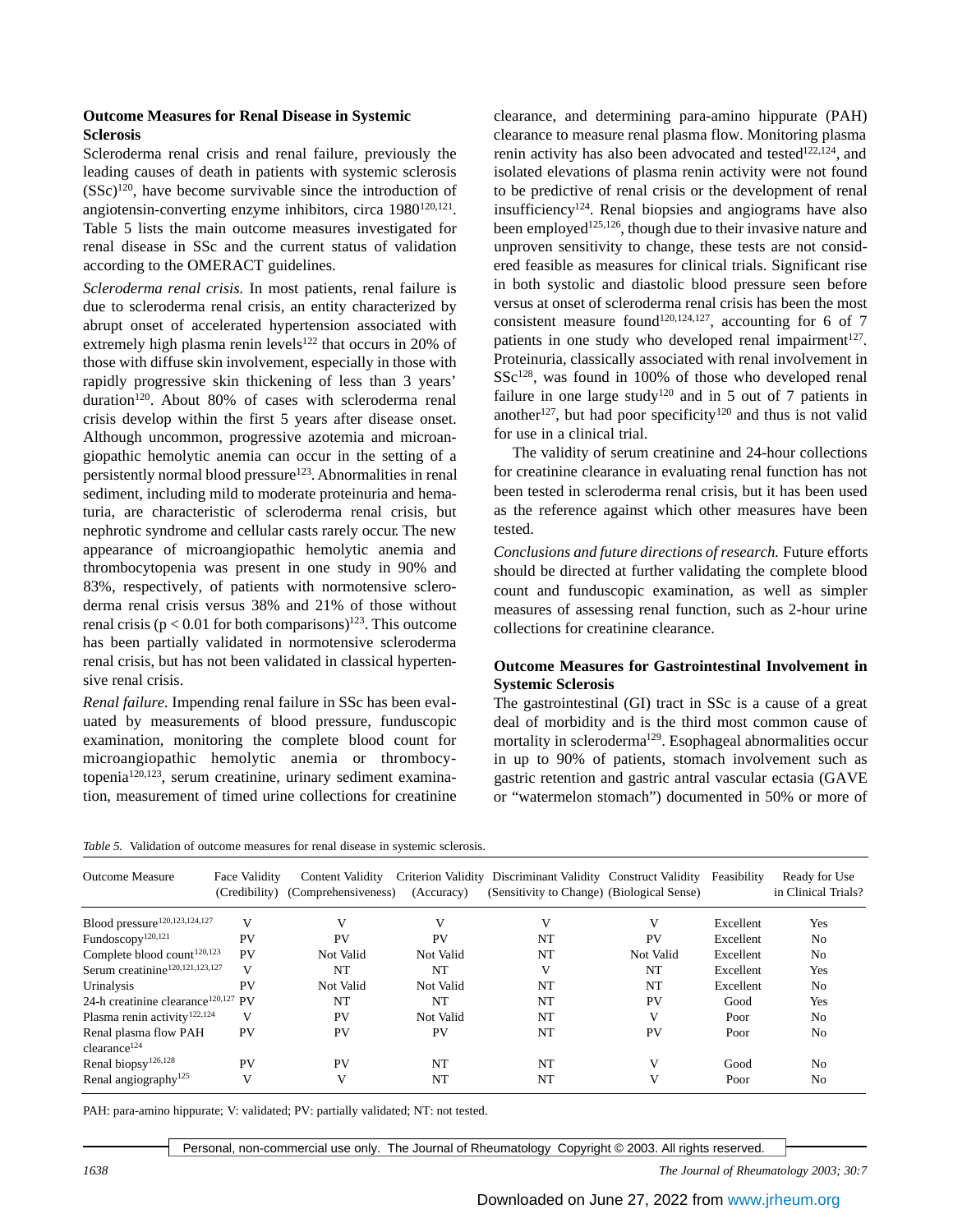## Outcome Measures for Renal Disease in Systemic Sclerosis

Scleroderma renal crisis and renal failure, previously the leading causes of death in patients with systemic sclerosis (SSc)[120], have become survivable since the introduction of angiotensin-converting enzyme inhibitors, circa 1980[120,121]. Table 5 lists the main outcome measures investigated for renal disease in SSc and the current status of validation according to the OMERACT guidelines.

*Scleroderma renal crisis.* In most patients, renal failure is due to scleroderma renal crisis, an entity characterized by abrupt onset of accelerated hypertension associated with extremely high plasma renin levels[122] that occurs in 20% of those with diffuse skin involvement, especially in those with rapidly progressive skin thickening of less than 3 years' duration[120]. About 80% of cases with scleroderma renal crisis develop within the first 5 years after disease onset. Although uncommon, progressive azotemia and microangiopathic hemolytic anemia can occur in the setting of a persistently normal blood pressure[123]. Abnormalities in renal sediment, including mild to moderate proteinuria and hematuria, are characteristic of scleroderma renal crisis, but nephrotic syndrome and cellular casts rarely occur. The new appearance of microangiopathic hemolytic anemia and thrombocytopenia was present in one study in 90% and 83%, respectively, of patients with normotensive scleroderma renal crisis versus 38% and 21% of those without renal crisis ($p < 0.01$ for both comparisons)[123]. This outcome has been partially validated in normotensive scleroderma renal crisis, but has not been validated in classical hypertensive renal crisis.

*Renal failure.* Impending renal failure in SSc has been evaluated by measurements of blood pressure, funduscopic examination, monitoring the complete blood count for microangiopathic hemolytic anemia or thrombocytopenia[120,123], serum creatinine, urinary sediment examination, measurement of timed urine collections for creatinine clearance, and determining para-amino hippurate (PAH) clearance to measure renal plasma flow. Monitoring plasma renin activity has also been advocated and tested[122,124], and isolated elevations of plasma renin activity were not found to be predictive of renal crisis or the development of renal insufficiency[124]. Renal biopsies and angiograms have also been employed[125,126], though due to their invasive nature and unproven sensitivity to change, these tests are not considered feasible as measures for clinical trials. Significant rise in both systolic and diastolic blood pressure seen before versus at onset of scleroderma renal crisis has been the most consistent measure found[120,124,127], accounting for 6 of 7 patients in one study who developed renal impairment[127]. Proteinuria, classically associated with renal involvement in SSc[128], was found in 100% of those who developed renal failure in one large study[120] and in 5 out of 7 patients in another[127], but had poor specificity[120] and thus is not valid for use in a clinical trial.

The validity of serum creatinine and 24-hour collections for creatinine clearance in evaluating renal function has not been tested in scleroderma renal crisis, but it has been used as the reference against which other measures have been tested.

*Conclusions and future directions of research.* Future efforts should be directed at further validating the complete blood count and funduscopic examination, as well as simpler measures of assessing renal function, such as 2-hour urine collections for creatinine clearance.

## Outcome Measures for Gastrointestinal Involvement in Systemic Sclerosis

The gastrointestinal (GI) tract in SSc is a cause of a great deal of morbidity and is the third most common cause of mortality in scleroderma[129]. Esophageal abnormalities occur in up to 90% of patients, stomach involvement such as gastric retention and gastric antral vascular ectasia (GAVE or "watermelon stomach") documented in 50% or more of

*Table 5.* Validation of outcome measures for renal disease in systemic sclerosis.

| Outcome Measure | Face Validity (Credibility) | Content Validity (Comprehensiveness) | Criterion Validity (Accuracy) | Discriminant Validity (Sensitivity to Change) | Construct Validity (Biological Sense) | Feasibility | Ready for Use in Clinical Trials? |
|---|---|---|---|---|---|---|---|
| Blood pressure[120,123,124,127] | V | V | V | V | V | Excellent | Yes |
| Fundoscopy[120,121] | PV | PV | PV | NT | PV | Excellent | No |
| Complete blood count[120,123] | PV | Not Valid | Not Valid | NT | Not Valid | Excellent | No |
| Serum creatinine[120,121,123,127] | V | NT | NT | V | NT | Excellent | Yes |
| Urinalysis | PV | Not Valid | Not Valid | NT | NT | Excellent | No |
| 24-h creatinine clearance[120,127] | PV | NT | NT | NT | PV | Good | Yes |
| Plasma renin activity[122,124] | V | PV | Not Valid | NT | V | Poor | No |
| Renal plasma flow PAH clearance[124] | PV | PV | PV | NT | PV | Poor | No |
| Renal biopsy[126,128] | PV | PV | NT | NT | V | Good | No |
| Renal angiography[125] | V | V | NT | NT | V | Poor | No |

PAH: para-amino hippurate; V: validated; PV: partially validated; NT: not tested.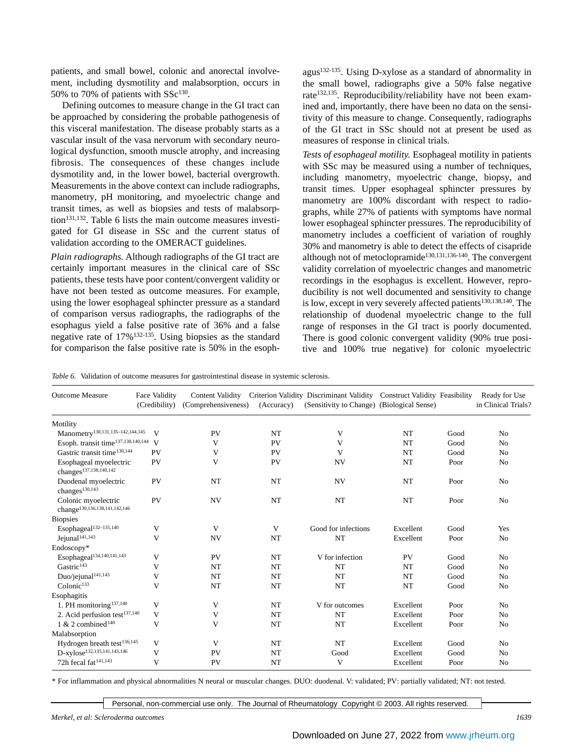patients, and small bowel, colonic and anorectal involvement, including dysmotility and malabsorption, occurs in 50% to 70% of patients with SSc[130].

Defining outcomes to measure change in the GI tract can be approached by considering the probable pathogenesis of this visceral manifestation. The disease probably starts as a vascular insult of the vasa nervorum with secondary neurological dysfunction, smooth muscle atrophy, and increasing fibrosis. The consequences of these changes include dysmotility and, in the lower bowel, bacterial overgrowth. Measurements in the above context can include radiographs, manometry, pH monitoring, and myoelectric change and transit times, as well as biopsies and tests of malabsorption[131,132]. Table 6 lists the main outcome measures investigated for GI disease in SSc and the current status of validation according to the OMERACT guidelines.

*Plain radiographs.* Although radiographs of the GI tract are certainly important measures in the clinical care of SSc patients, these tests have poor content/convergent validity or have not been tested as outcome measures. For example, using the lower esophageal sphincter pressure as a standard of comparison versus radiographs, the radiographs of the esophagus yield a false positive rate of 36% and a false negative rate of 17%[132-135]. Using biopsies as the standard for comparison the false positive rate is 50% in the esophagus[132-135]. Using D-xylose as a standard of abnormality in the small bowel, radiographs give a 50% false negative rate[132,135]. Reproducibility/reliability have not been examined and, importantly, there have been no data on the sensitivity of this measure to change. Consequently, radiographs of the GI tract in SSc should not at present be used as measures of response in clinical trials.

*Tests of esophageal motility.* Esophageal motility in patients with SSc may be measured using a number of techniques, including manometry, myoelectric change, biopsy, and transit times. Upper esophageal sphincter pressures by manometry are 100% discordant with respect to radiographs, while 27% of patients with symptoms have normal lower esophageal sphincter pressures. The reproducibility of manometry includes a coefficient of variation of roughly 30% and manometry is able to detect the effects of cisapride although not of metoclopramide[130,131,136-140]. The convergent validity correlation of myoelectric changes and manometric recordings in the esophagus is excellent. However, reproducibility is not well documented and sensitivity to change is low, except in very severely affected patients[130,138,140]. The relationship of duodenal myoelectric change to the full range of responses in the GI tract is poorly documented. There is good colonic convergent validity (90% true positive and 100% true negative) for colonic myoelectric

*Table 6.* Validation of outcome measures for gastrointestinal disease in systemic sclerosis.

| Outcome Measure | Face Validity (Credibility) | Content Validity (Comprehensiveness) | Criterion Validity (Accuracy) | Discriminant Validity (Sensitivity to Change) | Construct Validity (Biological Sense) | Feasibility | Ready for Use in Clinical Trials? |
|---|---|---|---|---|---|---|---|
| Motility | | | | | | | |
| Manometry[130,131,135–142,144,145] | V | PV | NT | V | NT | Good | No |
| Esoph. transit time[137,138,140,144] | V | V | PV | V | NT | Good | No |
| Gastric transit time[130,144] | PV | V | PV | V | NT | Good | No |
| Esophageal myoelectric changes[137,138,140,142] | PV | V | PV | NV | NT | Poor | No |
| Duodenal myoelectric changes[130,143] | PV | NT | NT | NV | NT | Poor | No |
| Colonic myoelectric change[130,136,138,141,142,146] | PV | NV | NT | NT | NT | Poor | No |
| Biopsies | | | | | | | |
| Esophageal[132–135,140] | V | V | V | Good for infections | Excellent | Good | Yes |
| Jejunal[141,143] | V | NV | NT | NT | Excellent | Poor | No |
| Endoscopy* | | | | | | | |
| Esophageal[134,140,141,143] | V | PV | NT | V for infection | PV | Good | No |
| Gastric[143] | V | NT | NT | NT | NT | Good | No |
| Duo/jejunal[141,143] | V | NT | NT | NT | NT | Good | No |
| Colonic[133] | V | NT | NT | NT | NT | Good | No |
| Esophagitis | | | | | | | |
| 1. PH monitoring[137,140] | V | V | NT | V for outcomes | Excellent | Poor | No |
| 2. Acid perfusion test[137,140] | V | V | NT | NT | Excellent | Poor | No |
| 1 & 2 combined[140] | V | V | NT | NT | Excellent | Poor | No |
| Malabsorption | | | | | | | |
| Hydrogen breath test[136,145] | V | V | NT | NT | Excellent | Good | No |
| D-xylose[132,135,141,143,146] | V | PV | NT | Good | Excellent | Good | No |
| 72h fecal fat[141,143] | V | PV | NT | V | Excellent | Poor | No |

\* For inflammation and physical abnormalities N neural or muscular changes. DUO: duodenal. V: validated; PV: partially validated; NT: not tested.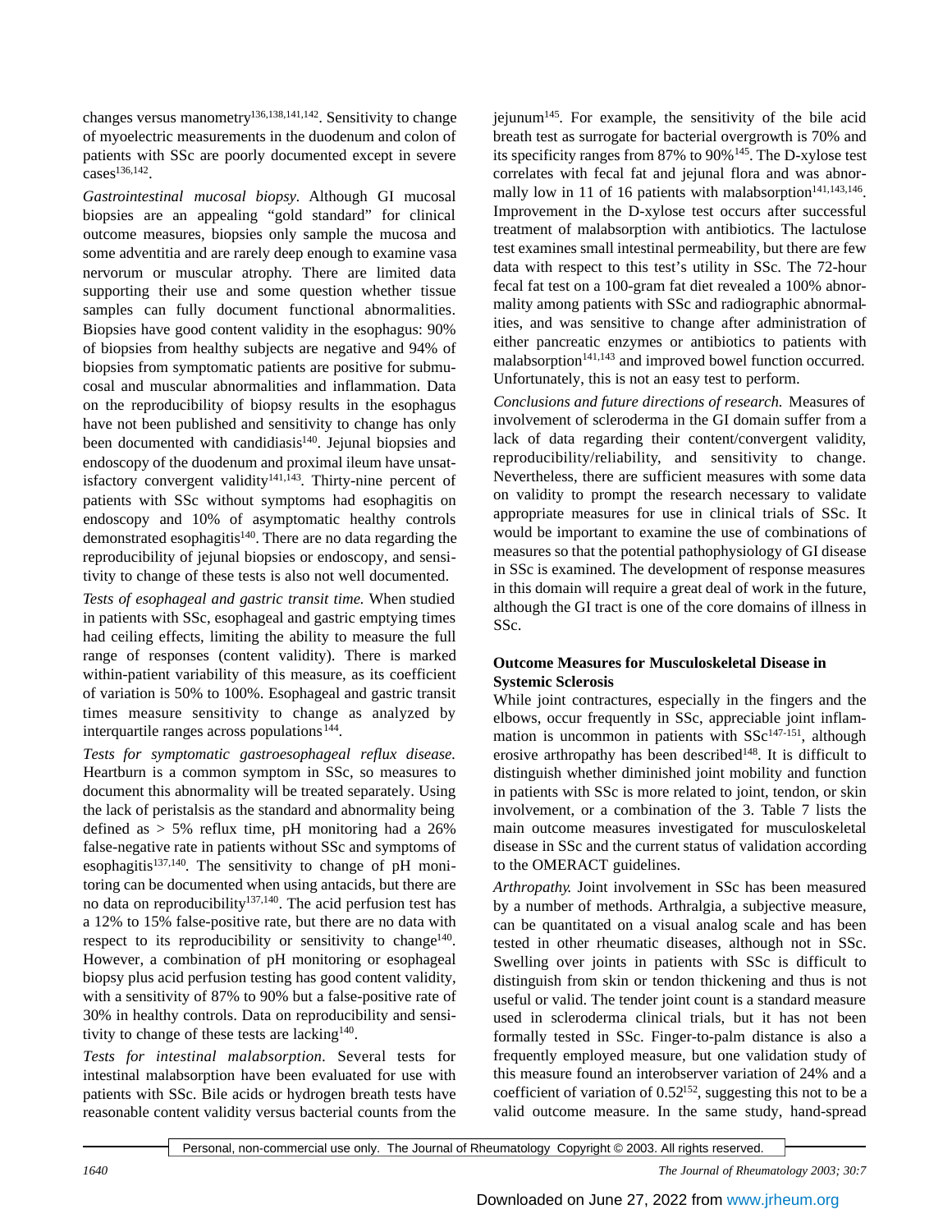changes versus manometry[136,138,141,142]. Sensitivity to change of myoelectric measurements in the duodenum and colon of patients with SSc are poorly documented except in severe cases[136,142].

*Gastrointestinal mucosal biopsy.* Although GI mucosal biopsies are an appealing "gold standard" for clinical outcome measures, biopsies only sample the mucosa and some adventitia and are rarely deep enough to examine vasa nervorum or muscular atrophy. There are limited data supporting their use and some question whether tissue samples can fully document functional abnormalities. Biopsies have good content validity in the esophagus: 90% of biopsies from healthy subjects are negative and 94% of biopsies from symptomatic patients are positive for submucosal and muscular abnormalities and inflammation. Data on the reproducibility of biopsy results in the esophagus have not been published and sensitivity to change has only been documented with candidiasis[140]. Jejunal biopsies and endoscopy of the duodenum and proximal ileum have unsatisfactory convergent validity[141,143]. Thirty-nine percent of patients with SSc without symptoms had esophagitis on endoscopy and 10% of asymptomatic healthy controls demonstrated esophagitis[140]. There are no data regarding the reproducibility of jejunal biopsies or endoscopy, and sensitivity to change of these tests is also not well documented.

*Tests of esophageal and gastric transit time.* When studied in patients with SSc, esophageal and gastric emptying times had ceiling effects, limiting the ability to measure the full range of responses (content validity). There is marked within-patient variability of this measure, as its coefficient of variation is 50% to 100%. Esophageal and gastric transit times measure sensitivity to change as analyzed by interquartile ranges across populations[144].

*Tests for symptomatic gastroesophageal reflux disease.* Heartburn is a common symptom in SSc, so measures to document this abnormality will be treated separately. Using the lack of peristalsis as the standard and abnormality being defined as > 5% reflux time, pH monitoring had a 26% false-negative rate in patients without SSc and symptoms of esophagitis[137,140]. The sensitivity to change of pH monitoring can be documented when using antacids, but there are no data on reproducibility[137,140]. The acid perfusion test has a 12% to 15% false-positive rate, but there are no data with respect to its reproducibility or sensitivity to change[140]. However, a combination of pH monitoring or esophageal biopsy plus acid perfusion testing has good content validity, with a sensitivity of 87% to 90% but a false-positive rate of 30% in healthy controls. Data on reproducibility and sensitivity to change of these tests are lacking[140].

*Tests for intestinal malabsorption*. Several tests for intestinal malabsorption have been evaluated for use with patients with SSc. Bile acids or hydrogen breath tests have reasonable content validity versus bacterial counts from the jejunum[145]. For example, the sensitivity of the bile acid breath test as surrogate for bacterial overgrowth is 70% and its specificity ranges from 87% to 90%[145]. The D-xylose test correlates with fecal fat and jejunal flora and was abnormally low in 11 of 16 patients with malabsorption[141,143,146]. Improvement in the D-xylose test occurs after successful treatment of malabsorption with antibiotics. The lactulose test examines small intestinal permeability, but there are few data with respect to this test's utility in SSc. The 72-hour fecal fat test on a 100-gram fat diet revealed a 100% abnormality among patients with SSc and radiographic abnormalities, and was sensitive to change after administration of either pancreatic enzymes or antibiotics to patients with malabsorption[141,143] and improved bowel function occurred. Unfortunately, this is not an easy test to perform.

*Conclusions and future directions of research.* Measures of involvement of scleroderma in the GI domain suffer from a lack of data regarding their content/convergent validity, reproducibility/reliability, and sensitivity to change. Nevertheless, there are sufficient measures with some data on validity to prompt the research necessary to validate appropriate measures for use in clinical trials of SSc. It would be important to examine the use of combinations of measures so that the potential pathophysiology of GI disease in SSc is examined. The development of response measures in this domain will require a great deal of work in the future, although the GI tract is one of the core domains of illness in SSc.

**Outcome Measures for Musculoskeletal Disease in Systemic Sclerosis**

While joint contractures, especially in the fingers and the elbows, occur frequently in SSc, appreciable joint inflammation is uncommon in patients with SSc[147-151], although erosive arthropathy has been described[148]. It is difficult to distinguish whether diminished joint mobility and function in patients with SSc is more related to joint, tendon, or skin involvement, or a combination of the 3. Table 7 lists the main outcome measures investigated for musculoskeletal disease in SSc and the current status of validation according to the OMERACT guidelines.

*Arthropathy.* Joint involvement in SSc has been measured by a number of methods. Arthralgia, a subjective measure, can be quantitated on a visual analog scale and has been tested in other rheumatic diseases, although not in SSc. Swelling over joints in patients with SSc is difficult to distinguish from skin or tendon thickening and thus is not useful or valid. The tender joint count is a standard measure used in scleroderma clinical trials, but it has not been formally tested in SSc. Finger-to-palm distance is also a frequently employed measure, but one validation study of this measure found an interobserver variation of 24% and a coefficient of variation of 0.52[152], suggesting this not to be a valid outcome measure. In the same study, hand-spread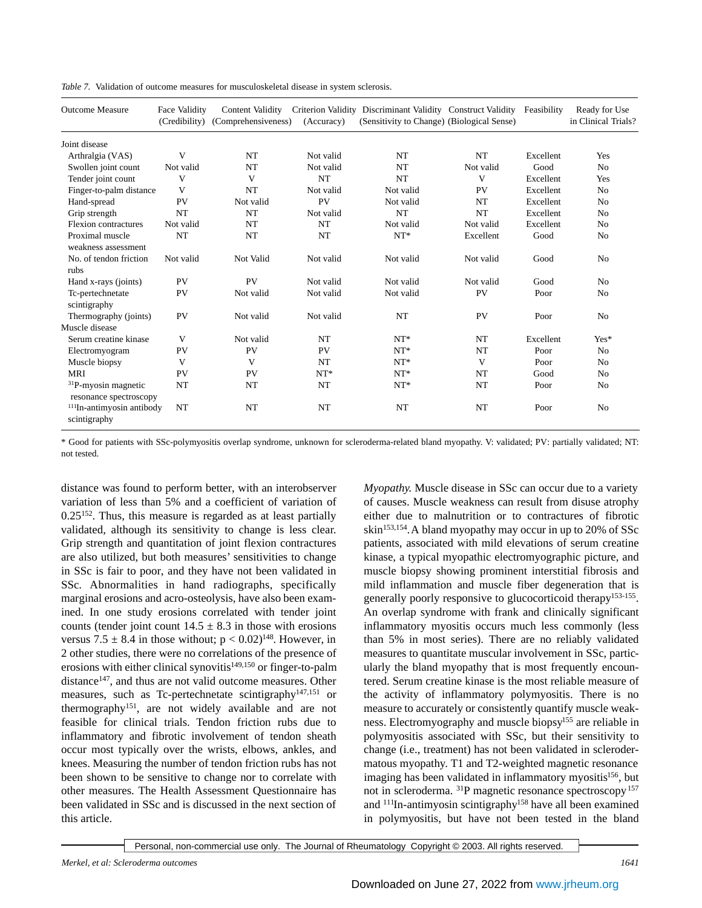*Table 7.* Validation of outcome measures for musculoskeletal disease in system sclerosis.

| Outcome Measure | Face Validity (Credibility) | Content Validity (Comprehensiveness) | Criterion Validity (Accuracy) | Discriminant Validity (Sensitivity to Change) | Construct Validity (Biological Sense) | Feasibility | Ready for Use in Clinical Trials? |
|---|---|---|---|---|---|---|---|
| Joint disease | | | | | | | |
| Arthralgia (VAS) | V | NT | Not valid | NT | NT | Excellent | Yes |
| Swollen joint count | Not valid | NT | Not valid | NT | Not valid | Good | No |
| Tender joint count | V | V | NT | NT | V | Excellent | Yes |
| Finger-to-palm distance | V | NT | Not valid | Not valid | PV | Excellent | No |
| Hand-spread | PV | Not valid | PV | Not valid | NT | Excellent | No |
| Grip strength | NT | NT | Not valid | NT | NT | Excellent | No |
| Flexion contractures | Not valid | NT | NT | Not valid | Not valid | Excellent | No |
| Proximal muscle weakness assessment | NT | NT | NT | NT* | Excellent | Good | No |
| No. of tendon friction rubs | Not valid | Not Valid | Not valid | Not valid | Not valid | Good | No |
| Hand x-rays (joints) | PV | PV | Not valid | Not valid | Not valid | Good | No |
| Tc-pertechnetate scintigraphy | PV | Not valid | Not valid | Not valid | PV | Poor | No |
| Thermography (joints) | PV | Not valid | Not valid | NT | PV | Poor | No |
| Muscle disease | | | | | | | |
| Serum creatine kinase | V | Not valid | NT | NT* | NT | Excellent | Yes* |
| Electromyogram | PV | PV | PV | NT* | NT | Poor | No |
| Muscle biopsy | V | V | NT | NT* | V | Poor | No |
| MRI | PV | PV | NT* | NT* | NT | Good | No |
| $^{31}$P-myosin magnetic resonance spectroscopy | NT | NT | NT | NT* | NT | Poor | No |
| $^{111}$In-antimyosin antibody scintigraphy | NT | NT | NT | NT | NT | Poor | No |

\* Good for patients with SSc-polymyositis overlap syndrome, unknown for scleroderma-related bland myopathy. V: validated; PV: partially validated; NT: not tested.

distance was found to perform better, with an interobserver variation of less than 5% and a coefficient of variation of 0.25[152]. Thus, this measure is regarded as at least partially validated, although its sensitivity to change is less clear. Grip strength and quantitation of joint flexion contractures are also utilized, but both measures' sensitivities to change in SSc is fair to poor, and they have not been validated in SSc. Abnormalities in hand radiographs, specifically marginal erosions and acro-osteolysis, have also been examined. In one study erosions correlated with tender joint counts (tender joint count 14.5 ± 8.3 in those with erosions versus 7.5 ± 8.4 in those without; $p < 0.02$)[148]. However, in 2 other studies, there were no correlations of the presence of erosions with either clinical synovitis[149,150] or finger-to-palm distance[147], and thus are not valid outcome measures. Other measures, such as Tc-pertechnetate scintigraphy[147,151] or thermography[151], are not widely available and are not feasible for clinical trials. Tendon friction rubs due to inflammatory and fibrotic involvement of tendon sheath occur most typically over the wrists, elbows, ankles, and knees. Measuring the number of tendon friction rubs has not been shown to be sensitive to change nor to correlate with other measures. The Health Assessment Questionnaire has been validated in SSc and is discussed in the next section of this article.

*Myopathy.* Muscle disease in SSc can occur due to a variety of causes. Muscle weakness can result from disuse atrophy either due to malnutrition or to contractures of fibrotic skin[153,154]. A bland myopathy may occur in up to 20% of SSc patients, associated with mild elevations of serum creatine kinase, a typical myopathic electromyographic picture, and muscle biopsy showing prominent interstitial fibrosis and mild inflammation and muscle fiber degeneration that is generally poorly responsive to glucocorticoid therapy[153-155]. An overlap syndrome with frank and clinically significant inflammatory myositis occurs much less commonly (less than 5% in most series). There are no reliably validated measures to quantitate muscular involvement in SSc, particularly the bland myopathy that is most frequently encountered. Serum creatine kinase is the most reliable measure of the activity of inflammatory polymyositis. There is no measure to accurately or consistently quantify muscle weakness. Electromyography and muscle biopsy[155] are reliable in polymyositis associated with SSc, but their sensitivity to change (i.e., treatment) has not been validated in scleroderматous myopathy. T1 and T2-weighted magnetic resonance imaging has been validated in inflammatory myositis[156], but not in scleroderma. $^{31}$P magnetic resonance spectroscopy[157] and $^{111}$In-antimyosin scintigraphy[158] have all been examined in polymyositis, but have not been tested in the bland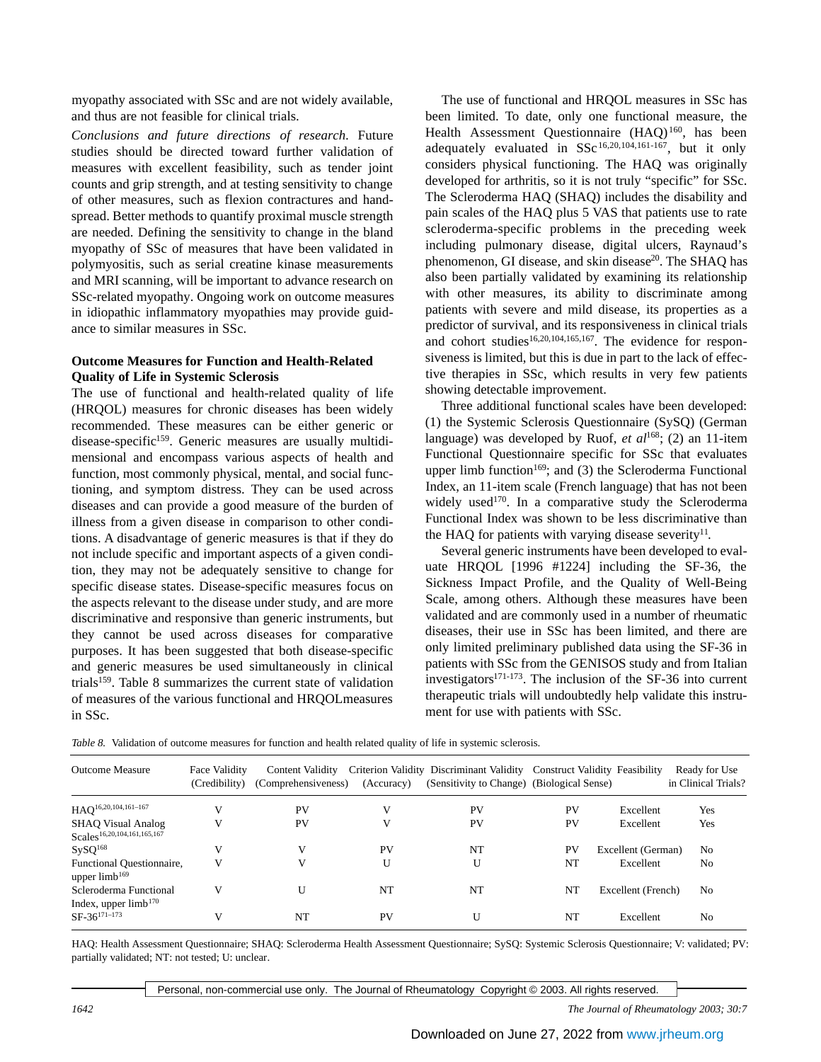myopathy associated with SSc and are not widely available, and thus are not feasible for clinical trials.

*Conclusions and future directions of research.* Future studies should be directed toward further validation of measures with excellent feasibility, such as tender joint counts and grip strength, and at testing sensitivity to change of other measures, such as flexion contractures and handspread. Better methods to quantify proximal muscle strength are needed. Defining the sensitivity to change in the bland myopathy of SSc of measures that have been validated in polymyositis, such as serial creatine kinase measurements and MRI scanning, will be important to advance research on SSc-related myopathy. Ongoing work on outcome measures in idiopathic inflammatory myopathies may provide guidance to similar measures in SSc.

**Outcome Measures for Function and Health-Related Quality of Life in Systemic Sclerosis**

The use of functional and health-related quality of life (HRQOL) measures for chronic diseases has been widely recommended. These measures can be either generic or disease-specific[159]. Generic measures are usually multidimensional and encompass various aspects of health and function, most commonly physical, mental, and social functioning, and symptom distress. They can be used across diseases and can provide a good measure of the burden of illness from a given disease in comparison to other conditions. A disadvantage of generic measures is that if they do not include specific and important aspects of a given condition, they may not be adequately sensitive to change for specific disease states. Disease-specific measures focus on the aspects relevant to the disease under study, and are more discriminative and responsive than generic instruments, but they cannot be used across diseases for comparative purposes. It has been suggested that both disease-specific and generic measures be used simultaneously in clinical trials[159]. Table 8 summarizes the current state of validation of measures of the various functional and HRQOLmeasures in SSc.

The use of functional and HRQOL measures in SSc has been limited. To date, only one functional measure, the Health Assessment Questionnaire (HAQ)[160], has been adequately evaluated in SSc[16,20,104,161-167], but it only considers physical functioning. The HAQ was originally developed for arthritis, so it is not truly "specific" for SSc. The Scleroderma HAQ (SHAQ) includes the disability and pain scales of the HAQ plus 5 VAS that patients use to rate scleroderma-specific problems in the preceding week including pulmonary disease, digital ulcers, Raynaud's phenomenon, GI disease, and skin disease[20]. The SHAQ has also been partially validated by examining its relationship with other measures, its ability to discriminate among patients with severe and mild disease, its properties as a predictor of survival, and its responsiveness in clinical trials and cohort studies[16,20,104,165,167]. The evidence for responsiveness is limited, but this is due in part to the lack of effective therapies in SSc, which results in very few patients showing detectable improvement.

Three additional functional scales have been developed: (1) the Systemic Sclerosis Questionnaire (SySQ) (German language) was developed by Ruof, *et al*[168]; (2) an 11-item Functional Questionnaire specific for SSc that evaluates upper limb function[169]; and (3) the Scleroderma Functional Index, an 11-item scale (French language) that has not been widely used[170]. In a comparative study the Scleroderma Functional Index was shown to be less discriminative than the HAQ for patients with varying disease severity[11].

Several generic instruments have been developed to evaluate HRQOL [1996 #1224] including the SF-36, the Sickness Impact Profile, and the Quality of Well-Being Scale, among others. Although these measures have been validated and are commonly used in a number of rheumatic diseases, their use in SSc has been limited, and there are only limited preliminary published data using the SF-36 in patients with SSc from the GENISOS study and from Italian investigators[171-173]. The inclusion of the SF-36 into current therapeutic trials will undoubtedly help validate this instrument for use with patients with SSc.

*Table 8.* Validation of outcome measures for function and health related quality of life in systemic sclerosis.

| Outcome Measure | Face Validity (Credibility) | Content Validity (Comprehensiveness) | Criterion Validity (Accuracy) | Discriminant Validity (Sensitivity to Change) | Construct Validity (Biological Sense) | Feasibility | Ready for Use in Clinical Trials? |
|---|---|---|---|---|---|---|---|
| HAQ[16,20,104,161–167] | V | PV | V | PV | PV | Excellent | Yes |
| SHAQ Visual Analog Scales[16,20,104,161,165,167] | V | PV | V | PV | PV | Excellent | Yes |
| SySQ[168] | V | V | PV | NT | PV | Excellent (German) | No |
| Functional Questionnaire, upper limb[169] | V | V | U | U | NT | Excellent | No |
| Scleroderma Functional Index, upper limb[170] | V | U | NT | NT | NT | Excellent (French) | No |
| SF-36[171–173] | V | NT | PV | U | NT | Excellent | No |

HAQ: Health Assessment Questionnaire; SHAQ: Scleroderma Health Assessment Questionnaire; SySQ: Systemic Sclerosis Questionnaire; V: validated; PV: partially validated; NT: not tested; U: unclear.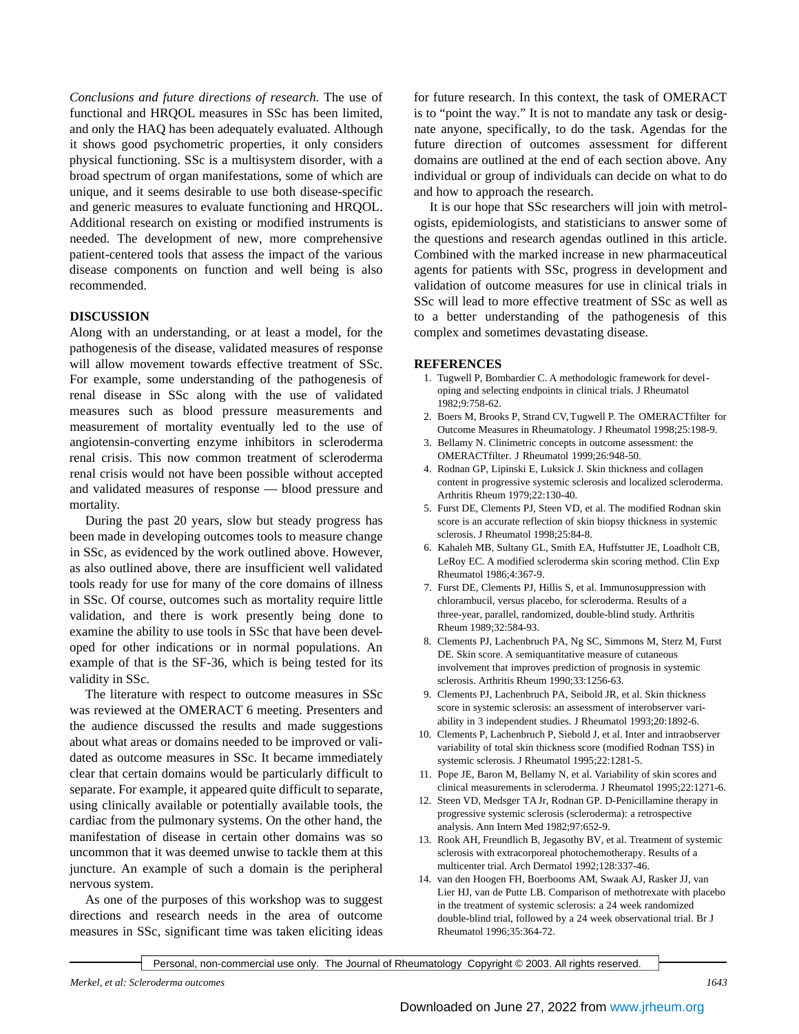*Conclusions and future directions of research.* The use of functional and HRQOL measures in SSc has been limited, and only the HAQ has been adequately evaluated. Although it shows good psychometric properties, it only considers physical functioning. SSc is a multisystem disorder, with a broad spectrum of organ manifestations, some of which are unique, and it seems desirable to use both disease-specific and generic measures to evaluate functioning and HRQOL. Additional research on existing or modified instruments is needed. The development of new, more comprehensive patient-centered tools that assess the impact of the various disease components on function and well being is also recommended.

## DISCUSSION

Along with an understanding, or at least a model, for the pathogenesis of the disease, validated measures of response will allow movement towards effective treatment of SSc. For example, some understanding of the pathogenesis of renal disease in SSc along with the use of validated measures such as blood pressure measurements and measurement of mortality eventually led to the use of angiotensin-converting enzyme inhibitors in scleroderma renal crisis. This now common treatment of scleroderma renal crisis would not have been possible without accepted and validated measures of response — blood pressure and mortality.

During the past 20 years, slow but steady progress has been made in developing outcomes tools to measure change in SSc, as evidenced by the work outlined above. However, as also outlined above, there are insufficient well validated tools ready for use for many of the core domains of illness in SSc. Of course, outcomes such as mortality require little validation, and there is work presently being done to examine the ability to use tools in SSc that have been developed for other indications or in normal populations. An example of that is the SF-36, which is being tested for its validity in SSc.

The literature with respect to outcome measures in SSc was reviewed at the OMERACT 6 meeting. Presenters and the audience discussed the results and made suggestions about what areas or domains needed to be improved or validated as outcome measures in SSc. It became immediately clear that certain domains would be particularly difficult to separate. For example, it appeared quite difficult to separate, using clinically available or potentially available tools, the cardiac from the pulmonary systems. On the other hand, the manifestation of disease in certain other domains was so uncommon that it was deemed unwise to tackle them at this juncture. An example of such a domain is the peripheral nervous system.

As one of the purposes of this workshop was to suggest directions and research needs in the area of outcome measures in SSc, significant time was taken eliciting ideas for future research. In this context, the task of OMERACT is to "point the way." It is not to mandate any task or designate anyone, specifically, to do the task. Agendas for the future direction of outcomes assessment for different domains are outlined at the end of each section above. Any individual or group of individuals can decide on what to do and how to approach the research.

It is our hope that SSc researchers will join with metrologists, epidemiologists, and statisticians to answer some of the questions and research agendas outlined in this article. Combined with the marked increase in new pharmaceutical agents for patients with SSc, progress in development and validation of outcome measures for use in clinical trials in SSc will lead to more effective treatment of SSc as well as to a better understanding of the pathogenesis of this complex and sometimes devastating disease.

## REFERENCES

1. Tugwell P, Bombardier C. A methodologic framework for developing and selecting endpoints in clinical trials. J Rheumatol 1982;9:758-62.
2. Boers M, Brooks P, Strand CV, Tugwell P. The OMERACTfilter for Outcome Measures in Rheumatology. J Rheumatol 1998;25:198-9.
3. Bellamy N. Clinimetric concepts in outcome assessment: the OMERACTfilter. J Rheumatol 1999;26:948-50.
4. Rodnan GP, Lipinski E, Luksick J. Skin thickness and collagen content in progressive systemic sclerosis and localized scleroderma. Arthritis Rheum 1979;22:130-40.
5. Furst DE, Clements PJ, Steen VD, et al. The modified Rodnan skin score is an accurate reflection of skin biopsy thickness in systemic sclerosis. J Rheumatol 1998;25:84-8.
6. Kahaleh MB, Sultany GL, Smith EA, Huffstutter JE, Loadholt CB, LeRoy EC. A modified scleroderma skin scoring method. Clin Exp Rheumatol 1986;4:367-9.
7. Furst DE, Clements PJ, Hillis S, et al. Immunosuppression with chlorambucil, versus placebo, for scleroderma. Results of a three-year, parallel, randomized, double-blind study. Arthritis Rheum 1989;32:584-93.
8. Clements PJ, Lachenbruch PA, Ng SC, Simmons M, Sterz M, Furst DE. Skin score. A semiquantitative measure of cutaneous involvement that improves prediction of prognosis in systemic sclerosis. Arthritis Rheum 1990;33:1256-63.
9. Clements PJ, Lachenbruch PA, Seibold JR, et al. Skin thickness score in systemic sclerosis: an assessment of interobserver variability in 3 independent studies. J Rheumatol 1993;20:1892-6.
10. Clements P, Lachenbruch P, Siebold J, et al. Inter and intraobserver variability of total skin thickness score (modified Rodnan TSS) in systemic sclerosis. J Rheumatol 1995;22:1281-5.
11. Pope JE, Baron M, Bellamy N, et al. Variability of skin scores and clinical measurements in scleroderma. J Rheumatol 1995;22:1271-6.
12. Steen VD, Medsger TA Jr, Rodnan GP. D-Penicillamine therapy in progressive systemic sclerosis (scleroderma): a retrospective analysis. Ann Intern Med 1982;97:652-9.
13. Rook AH, Freundlich B, Jegasothy BV, et al. Treatment of systemic sclerosis with extracorporeal photochemotherapy. Results of a multicenter trial. Arch Dermatol 1992;128:337-46.
14. van den Hoogen FH, Boerbooms AM, Swaak AJ, Rasker JJ, van Lier HJ, van de Putte LB. Comparison of methotrexate with placebo in the treatment of systemic sclerosis: a 24 week randomized double-blind trial, followed by a 24 week observational trial. Br J Rheumatol 1996;35:364-72.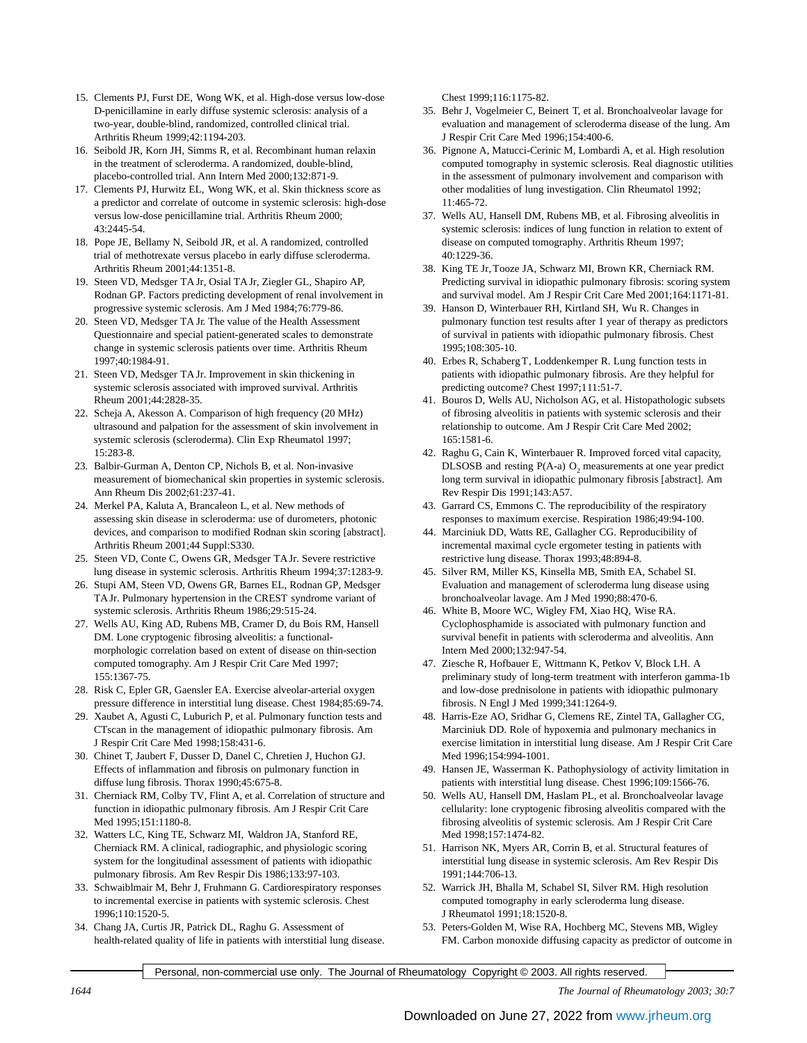15. Clements PJ, Furst DE, Wong WK, et al. High-dose versus low-dose D-penicillamine in early diffuse systemic sclerosis: analysis of a two-year, double-blind, randomized, controlled clinical trial. Arthritis Rheum 1999;42:1194-203.
16. Seibold JR, Korn JH, Simms R, et al. Recombinant human relaxin in the treatment of scleroderma. A randomized, double-blind, placebo-controlled trial. Ann Intern Med 2000;132:871-9.
17. Clements PJ, Hurwitz EL, Wong WK, et al. Skin thickness score as a predictor and correlate of outcome in systemic sclerosis: high-dose versus low-dose penicillamine trial. Arthritis Rheum 2000; 43:2445-54.
18. Pope JE, Bellamy N, Seibold JR, et al. A randomized, controlled trial of methotrexate versus placebo in early diffuse scleroderma. Arthritis Rheum 2001;44:1351-8.
19. Steen VD, Medsger TA Jr, Osial TA Jr, Ziegler GL, Shapiro AP, Rodnan GP. Factors predicting development of renal involvement in progressive systemic sclerosis. Am J Med 1984;76:779-86.
20. Steen VD, Medsger TA Jr. The value of the Health Assessment Questionnaire and special patient-generated scales to demonstrate change in systemic sclerosis patients over time. Arthritis Rheum 1997;40:1984-91.
21. Steen VD, Medsger TA Jr. Improvement in skin thickening in systemic sclerosis associated with improved survival. Arthritis Rheum 2001;44:2828-35.
22. Scheja A, Akesson A. Comparison of high frequency (20 MHz) ultrasound and palpation for the assessment of skin involvement in systemic sclerosis (scleroderma). Clin Exp Rheumatol 1997; 15:283-8.
23. Balbir-Gurman A, Denton CP, Nichols B, et al. Non-invasive measurement of biomechanical skin properties in systemic sclerosis. Ann Rheum Dis 2002;61:237-41.
24. Merkel PA, Kaluta A, Brancaleon L, et al. New methods of assessing skin disease in scleroderma: use of durometers, photonic devices, and comparison to modified Rodnan skin scoring [abstract]. Arthritis Rheum 2001;44 Suppl:S330.
25. Steen VD, Conte C, Owens GR, Medsger TA Jr. Severe restrictive lung disease in systemic sclerosis. Arthritis Rheum 1994;37:1283-9.
26. Stupi AM, Steen VD, Owens GR, Barnes EL, Rodnan GP, Medsger TA Jr. Pulmonary hypertension in the CREST syndrome variant of systemic sclerosis. Arthritis Rheum 1986;29:515-24.
27. Wells AU, King AD, Rubens MB, Cramer D, du Bois RM, Hansell DM. Lone cryptogenic fibrosing alveolitis: a functional-morphologic correlation based on extent of disease on thin-section computed tomography. Am J Respir Crit Care Med 1997; 155:1367-75.
28. Risk C, Epler GR, Gaensler EA. Exercise alveolar-arterial oxygen pressure difference in interstitial lung disease. Chest 1984;85:69-74.
29. Xaubet A, Agusti C, Luburich P, et al. Pulmonary function tests and CTscan in the management of idiopathic pulmonary fibrosis. Am J Respir Crit Care Med 1998;158:431-6.
30. Chinet T, Jaubert F, Dusser D, Danel C, Chretien J, Huchon GJ. Effects of inflammation and fibrosis on pulmonary function in diffuse lung fibrosis. Thorax 1990;45:675-8.
31. Cherniack RM, Colby TV, Flint A, et al. Correlation of structure and function in idiopathic pulmonary fibrosis. Am J Respir Crit Care Med 1995;151:1180-8.
32. Watters LC, King TE, Schwarz MI, Waldron JA, Stanford RE, Cherniack RM. A clinical, radiographic, and physiologic scoring system for the longitudinal assessment of patients with idiopathic pulmonary fibrosis. Am Rev Respir Dis 1986;133:97-103.
33. Schwaiblmair M, Behr J, Fruhmann G. Cardiorespiratory responses to incremental exercise in patients with systemic sclerosis. Chest 1996;110:1520-5.
34. Chang JA, Curtis JR, Patrick DL, Raghu G. Assessment of health-related quality of life in patients with interstitial lung disease. Chest 1999;116:1175-82.
35. Behr J, Vogelmeier C, Beinert T, et al. Bronchoalveolar lavage for evaluation and management of scleroderma disease of the lung. Am J Respir Crit Care Med 1996;154:400-6.
36. Pignone A, Matucci-Cerinic M, Lombardi A, et al. High resolution computed tomography in systemic sclerosis. Real diagnostic utilities in the assessment of pulmonary involvement and comparison with other modalities of lung investigation. Clin Rheumatol 1992; 11:465-72.
37. Wells AU, Hansell DM, Rubens MB, et al. Fibrosing alveolitis in systemic sclerosis: indices of lung function in relation to extent of disease on computed tomography. Arthritis Rheum 1997; 40:1229-36.
38. King TE Jr, Tooze JA, Schwarz MI, Brown KR, Cherniack RM. Predicting survival in idiopathic pulmonary fibrosis: scoring system and survival model. Am J Respir Crit Care Med 2001;164:1171-81.
39. Hanson D, Winterbauer RH, Kirtland SH, Wu R. Changes in pulmonary function test results after 1 year of therapy as predictors of survival in patients with idiopathic pulmonary fibrosis. Chest 1995;108:305-10.
40. Erbes R, Schaberg T, Loddenkemper R. Lung function tests in patients with idiopathic pulmonary fibrosis. Are they helpful for predicting outcome? Chest 1997;111:51-7.
41. Bouros D, Wells AU, Nicholson AG, et al. Histopathologic subsets of fibrosing alveolitis in patients with systemic sclerosis and their relationship to outcome. Am J Respir Crit Care Med 2002; 165:1581-6.
42. Raghu G, Cain K, Winterbauer R. Improved forced vital capacity, DLSOSB and resting P(A-a) $O_2$ measurements at one year predict long term survival in idiopathic pulmonary fibrosis [abstract]. Am Rev Respir Dis 1991;143:A57.
43. Garrard CS, Emmons C. The reproducibility of the respiratory responses to maximum exercise. Respiration 1986;49:94-100.
44. Marciniuk DD, Watts RE, Gallagher CG. Reproducibility of incremental maximal cycle ergometer testing in patients with restrictive lung disease. Thorax 1993;48:894-8.
45. Silver RM, Miller KS, Kinsella MB, Smith EA, Schabel SI. Evaluation and management of scleroderma lung disease using bronchoalveolar lavage. Am J Med 1990;88:470-6.
46. White B, Moore WC, Wigley FM, Xiao HQ, Wise RA. Cyclophosphamide is associated with pulmonary function and survival benefit in patients with scleroderma and alveolitis. Ann Intern Med 2000;132:947-54.
47. Ziesche R, Hofbauer E, Wittmann K, Petkov V, Block LH. A preliminary study of long-term treatment with interferon gamma-1b and low-dose prednisolone in patients with idiopathic pulmonary fibrosis. N Engl J Med 1999;341:1264-9.
48. Harris-Eze AO, Sridhar G, Clemens RE, Zintel TA, Gallagher CG, Marciniuk DD. Role of hypoxemia and pulmonary mechanics in exercise limitation in interstitial lung disease. Am J Respir Crit Care Med 1996;154:994-1001.
49. Hansen JE, Wasserman K. Pathophysiology of activity limitation in patients with interstitial lung disease. Chest 1996;109:1566-76.
50. Wells AU, Hansell DM, Haslam PL, et al. Bronchoalveolar lavage cellularity: lone cryptogenic fibrosing alveolitis compared with the fibrosing alveolitis of systemic sclerosis. Am J Respir Crit Care Med 1998;157:1474-82.
51. Harrison NK, Myers AR, Corrin B, et al. Structural features of interstitial lung disease in systemic sclerosis. Am Rev Respir Dis 1991;144:706-13.
52. Warrick JH, Bhalla M, Schabel SI, Silver RM. High resolution computed tomography in early scleroderma lung disease. J Rheumatol 1991;18:1520-8.
53. Peters-Golden M, Wise RA, Hochberg MC, Stevens MB, Wigley FM. Carbon monoxide diffusing capacity as predictor of outcome in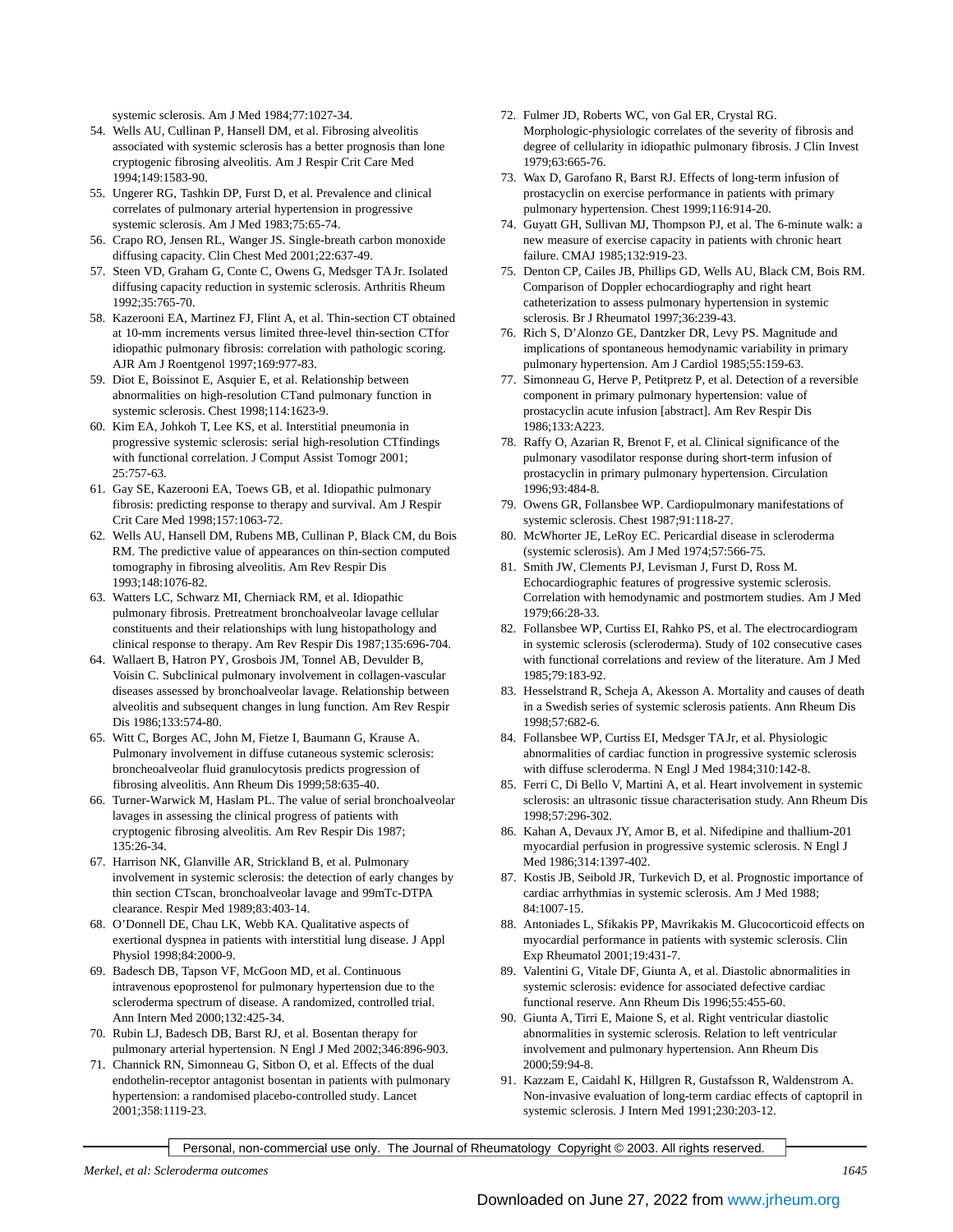systemic sclerosis. Am J Med 1984;77:1027-34.

54. Wells AU, Cullinan P, Hansell DM, et al. Fibrosing alveolitis associated with systemic sclerosis has a better prognosis than lone cryptogenic fibrosing alveolitis. Am J Respir Crit Care Med 1994;149:1583-90.
55. Ungerer RG, Tashkin DP, Furst D, et al. Prevalence and clinical correlates of pulmonary arterial hypertension in progressive systemic sclerosis. Am J Med 1983;75:65-74.
56. Crapo RO, Jensen RL, Wanger JS. Single-breath carbon monoxide diffusing capacity. Clin Chest Med 2001;22:637-49.
57. Steen VD, Graham G, Conte C, Owens G, Medsger TA Jr. Isolated diffusing capacity reduction in systemic sclerosis. Arthritis Rheum 1992;35:765-70.
58. Kazerooni EA, Martinez FJ, Flint A, et al. Thin-section CT obtained at 10-mm increments versus limited three-level thin-section CTfor idiopathic pulmonary fibrosis: correlation with pathologic scoring. AJR Am J Roentgenol 1997;169:977-83.
59. Diot E, Boissinot E, Asquier E, et al. Relationship between abnormalities on high-resolution CTand pulmonary function in systemic sclerosis. Chest 1998;114:1623-9.
60. Kim EA, Johkoh T, Lee KS, et al. Interstitial pneumonia in progressive systemic sclerosis: serial high-resolution CTfindings with functional correlation. J Comput Assist Tomogr 2001; 25:757-63.
61. Gay SE, Kazerooni EA, Toews GB, et al. Idiopathic pulmonary fibrosis: predicting response to therapy and survival. Am J Respir Crit Care Med 1998;157:1063-72.
62. Wells AU, Hansell DM, Rubens MB, Cullinan P, Black CM, du Bois RM. The predictive value of appearances on thin-section computed tomography in fibrosing alveolitis. Am Rev Respir Dis 1993;148:1076-82.
63. Watters LC, Schwarz MI, Cherniack RM, et al. Idiopathic pulmonary fibrosis. Pretreatment bronchoalveolar lavage cellular constituents and their relationships with lung histopathology and clinical response to therapy. Am Rev Respir Dis 1987;135:696-704.
64. Wallaert B, Hatron PY, Grosbois JM, Tonnel AB, Devulder B, Voisin C. Subclinical pulmonary involvement in collagen-vascular diseases assessed by bronchoalveolar lavage. Relationship between alveolitis and subsequent changes in lung function. Am Rev Respir Dis 1986;133:574-80.
65. Witt C, Borges AC, John M, Fietze I, Baumann G, Krause A. Pulmonary involvement in diffuse cutaneous systemic sclerosis: broncheoalveolar fluid granulocytosis predicts progression of fibrosing alveolitis. Ann Rheum Dis 1999;58:635-40.
66. Turner-Warwick M, Haslam PL. The value of serial bronchoalveolar lavages in assessing the clinical progress of patients with cryptogenic fibrosing alveolitis. Am Rev Respir Dis 1987; 135:26-34.
67. Harrison NK, Glanville AR, Strickland B, et al. Pulmonary involvement in systemic sclerosis: the detection of early changes by thin section CTscan, bronchoalveolar lavage and 99mTc-DTPA clearance. Respir Med 1989;83:403-14.
68. O'Donnell DE, Chau LK, Webb KA. Qualitative aspects of exertional dyspnea in patients with interstitial lung disease. J Appl Physiol 1998;84:2000-9.
69. Badesch DB, Tapson VF, McGoon MD, et al. Continuous intravenous epoprostenol for pulmonary hypertension due to the scleroderma spectrum of disease. A randomized, controlled trial. Ann Intern Med 2000;132:425-34.
70. Rubin LJ, Badesch DB, Barst RJ, et al. Bosentan therapy for pulmonary arterial hypertension. N Engl J Med 2002;346:896-903.
71. Channick RN, Simonneau G, Sitbon O, et al. Effects of the dual endothelin-receptor antagonist bosentan in patients with pulmonary hypertension: a randomised placebo-controlled study. Lancet 2001;358:1119-23.
72. Fulmer JD, Roberts WC, von Gal ER, Crystal RG. Morphologic-physiologic correlates of the severity of fibrosis and degree of cellularity in idiopathic pulmonary fibrosis. J Clin Invest 1979;63:665-76.
73. Wax D, Garofano R, Barst RJ. Effects of long-term infusion of prostacyclin on exercise performance in patients with primary pulmonary hypertension. Chest 1999;116:914-20.
74. Guyatt GH, Sullivan MJ, Thompson PJ, et al. The 6-minute walk: a new measure of exercise capacity in patients with chronic heart failure. CMAJ 1985;132:919-23.
75. Denton CP, Cailes JB, Phillips GD, Wells AU, Black CM, Bois RM. Comparison of Doppler echocardiography and right heart catheterization to assess pulmonary hypertension in systemic sclerosis. Br J Rheumatol 1997;36:239-43.
76. Rich S, D'Alonzo GE, Dantzker DR, Levy PS. Magnitude and implications of spontaneous hemodynamic variability in primary pulmonary hypertension. Am J Cardiol 1985;55:159-63.
77. Simonneau G, Herve P, Petitpretz P, et al. Detection of a reversible component in primary pulmonary hypertension: value of prostacyclin acute infusion [abstract]. Am Rev Respir Dis 1986;133:A223.
78. Raffy O, Azarian R, Brenot F, et al. Clinical significance of the pulmonary vasodilator response during short-term infusion of prostacyclin in primary pulmonary hypertension. Circulation 1996;93:484-8.
79. Owens GR, Follansbee WP. Cardiopulmonary manifestations of systemic sclerosis. Chest 1987;91:118-27.
80. McWhorter JE, LeRoy EC. Pericardial disease in scleroderma (systemic sclerosis). Am J Med 1974;57:566-75.
81. Smith JW, Clements PJ, Levisman J, Furst D, Ross M. Echocardiographic features of progressive systemic sclerosis. Correlation with hemodynamic and postmortem studies. Am J Med 1979;66:28-33.
82. Follansbee WP, Curtiss EI, Rahko PS, et al. The electrocardiogram in systemic sclerosis (scleroderma). Study of 102 consecutive cases with functional correlations and review of the literature. Am J Med 1985;79:183-92.
83. Hesselstrand R, Scheja A, Akesson A. Mortality and causes of death in a Swedish series of systemic sclerosis patients. Ann Rheum Dis 1998;57:682-6.
84. Follansbee WP, Curtiss EI, Medsger TA Jr, et al. Physiologic abnormalities of cardiac function in progressive systemic sclerosis with diffuse scleroderma. N Engl J Med 1984;310:142-8.
85. Ferri C, Di Bello V, Martini A, et al. Heart involvement in systemic sclerosis: an ultrasonic tissue characterisation study. Ann Rheum Dis 1998;57:296-302.
86. Kahan A, Devaux JY, Amor B, et al. Nifedipine and thallium-201 myocardial perfusion in progressive systemic sclerosis. N Engl J Med 1986;314:1397-402.
87. Kostis JB, Seibold JR, Turkevich D, et al. Prognostic importance of cardiac arrhythmias in systemic sclerosis. Am J Med 1988; 84:1007-15.
88. Antoniades L, Sfikakis PP, Mavrikakis M. Glucocorticoid effects on myocardial performance in patients with systemic sclerosis. Clin Exp Rheumatol 2001;19:431-7.
89. Valentini G, Vitale DF, Giunta A, et al. Diastolic abnormalities in systemic sclerosis: evidence for associated defective cardiac functional reserve. Ann Rheum Dis 1996;55:455-60.
90. Giunta A, Tirri E, Maione S, et al. Right ventricular diastolic abnormalities in systemic sclerosis. Relation to left ventricular involvement and pulmonary hypertension. Ann Rheum Dis 2000;59:94-8.
91. Kazzam E, Caidahl K, Hillgren R, Gustafsson R, Waldenstrom A. Non-invasive evaluation of long-term cardiac effects of captopril in systemic sclerosis. J Intern Med 1991;230:203-12.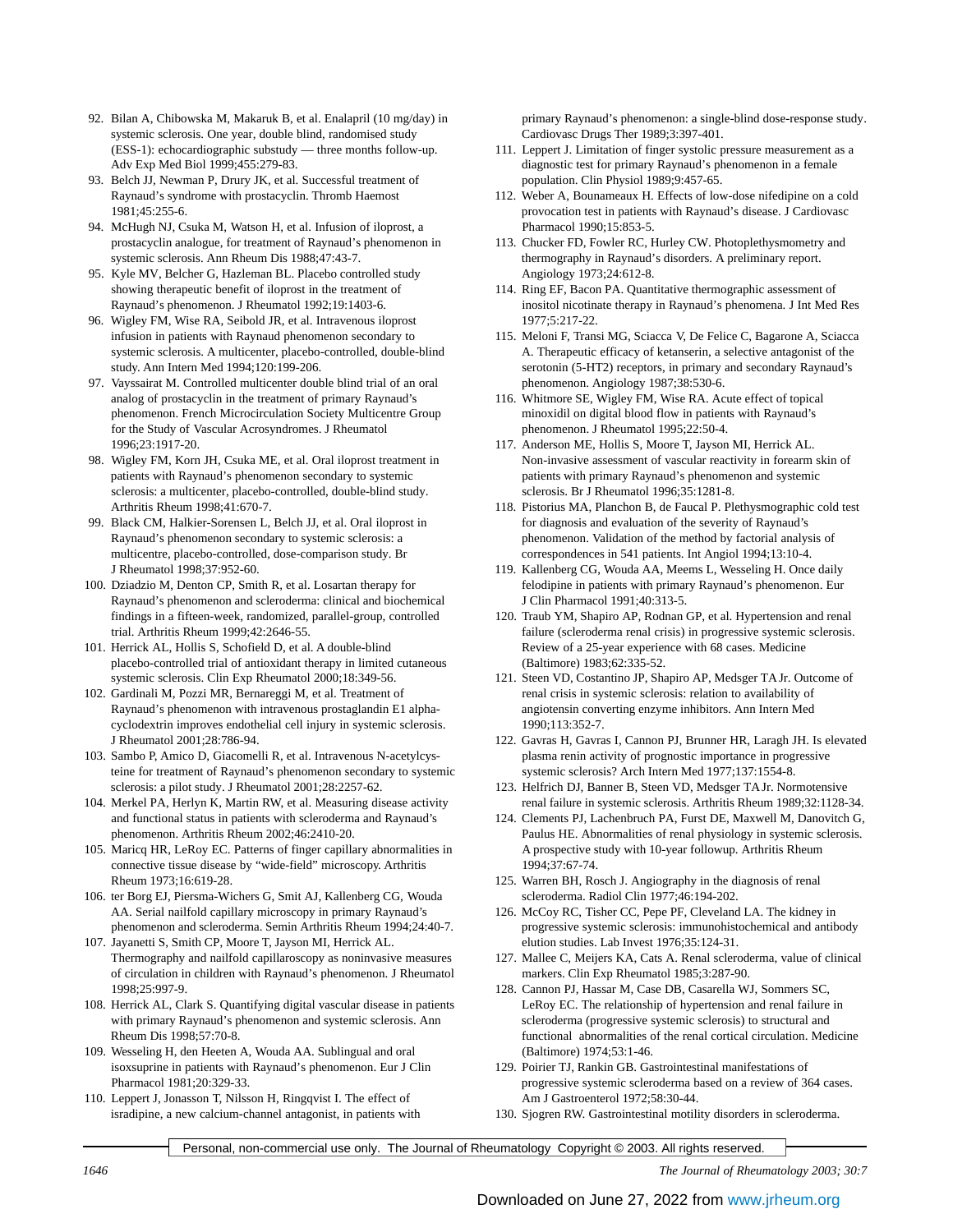92. Bilan A, Chibowska M, Makaruk B, et al. Enalapril (10 mg/day) in systemic sclerosis. One year, double blind, randomised study (ESS-1): echocardiographic substudy — three months follow-up. Adv Exp Med Biol 1999;455:279-83.
93. Belch JJ, Newman P, Drury JK, et al. Successful treatment of Raynaud's syndrome with prostacyclin. Thromb Haemost 1981;45:255-6.
94. McHugh NJ, Csuka M, Watson H, et al. Infusion of iloprost, a prostacyclin analogue, for treatment of Raynaud's phenomenon in systemic sclerosis. Ann Rheum Dis 1988;47:43-7.
95. Kyle MV, Belcher G, Hazleman BL. Placebo controlled study showing therapeutic benefit of iloprost in the treatment of Raynaud's phenomenon. J Rheumatol 1992;19:1403-6.
96. Wigley FM, Wise RA, Seibold JR, et al. Intravenous iloprost infusion in patients with Raynaud phenomenon secondary to systemic sclerosis. A multicenter, placebo-controlled, double-blind study. Ann Intern Med 1994;120:199-206.
97. Vayssairat M. Controlled multicenter double blind trial of an oral analog of prostacyclin in the treatment of primary Raynaud's phenomenon. French Microcirculation Society Multicentre Group for the Study of Vascular Acrosyndromes. J Rheumatol 1996;23:1917-20.
98. Wigley FM, Korn JH, Csuka ME, et al. Oral iloprost treatment in patients with Raynaud's phenomenon secondary to systemic sclerosis: a multicenter, placebo-controlled, double-blind study. Arthritis Rheum 1998;41:670-7.
99. Black CM, Halkier-Sorensen L, Belch JJ, et al. Oral iloprost in Raynaud's phenomenon secondary to systemic sclerosis: a multicentre, placebo-controlled, dose-comparison study. Br J Rheumatol 1998;37:952-60.
100. Dziadzio M, Denton CP, Smith R, et al. Losartan therapy for Raynaud's phenomenon and scleroderma: clinical and biochemical findings in a fifteen-week, randomized, parallel-group, controlled trial. Arthritis Rheum 1999;42:2646-55.
101. Herrick AL, Hollis S, Schofield D, et al. A double-blind placebo-controlled trial of antioxidant therapy in limited cutaneous systemic sclerosis. Clin Exp Rheumatol 2000;18:349-56.
102. Gardinali M, Pozzi MR, Bernareggi M, et al. Treatment of Raynaud's phenomenon with intravenous prostaglandin E1 alpha-cyclodextrin improves endothelial cell injury in systemic sclerosis. J Rheumatol 2001;28:786-94.
103. Sambo P, Amico D, Giacomelli R, et al. Intravenous N-acetylcysteine for treatment of Raynaud's phenomenon secondary to systemic sclerosis: a pilot study. J Rheumatol 2001;28:2257-62.
104. Merkel PA, Herlyn K, Martin RW, et al. Measuring disease activity and functional status in patients with scleroderma and Raynaud's phenomenon. Arthritis Rheum 2002;46:2410-20.
105. Maricq HR, LeRoy EC. Patterns of finger capillary abnormalities in connective tissue disease by "wide-field" microscopy. Arthritis Rheum 1973;16:619-28.
106. ter Borg EJ, Piersma-Wichers G, Smit AJ, Kallenberg CG, Wouda AA. Serial nailfold capillary microscopy in primary Raynaud's phenomenon and scleroderma. Semin Arthritis Rheum 1994;24:40-7.
107. Jayanetti S, Smith CP, Moore T, Jayson MI, Herrick AL. Thermography and nailfold capillaroscopy as noninvasive measures of circulation in children with Raynaud's phenomenon. J Rheumatol 1998;25:997-9.
108. Herrick AL, Clark S. Quantifying digital vascular disease in patients with primary Raynaud's phenomenon and systemic sclerosis. Ann Rheum Dis 1998;57:70-8.
109. Wesseling H, den Heeten A, Wouda AA. Sublingual and oral isoxsuprine in patients with Raynaud's phenomenon. Eur J Clin Pharmacol 1981;20:329-33.
110. Leppert J, Jonasson T, Nilsson H, Ringqvist I. The effect of isradipine, a new calcium-channel antagonist, in patients with primary Raynaud's phenomenon: a single-blind dose-response study. Cardiovasc Drugs Ther 1989;3:397-401.
111. Leppert J. Limitation of finger systolic pressure measurement as a diagnostic test for primary Raynaud's phenomenon in a female population. Clin Physiol 1989;9:457-65.
112. Weber A, Bounameaux H. Effects of low-dose nifedipine on a cold provocation test in patients with Raynaud's disease. J Cardiovasc Pharmacol 1990;15:853-5.
113. Chucker FD, Fowler RC, Hurley CW. Photoplethysmometry and thermography in Raynaud's disorders. A preliminary report. Angiology 1973;24:612-8.
114. Ring EF, Bacon PA. Quantitative thermographic assessment of inositol nicotinate therapy in Raynaud's phenomena. J Int Med Res 1977;5:217-22.
115. Meloni F, Transi MG, Sciacca V, De Felice C, Bagarone A, Sciacca A. Therapeutic efficacy of ketanserin, a selective antagonist of the serotonin (5-HT2) receptors, in primary and secondary Raynaud's phenomenon. Angiology 1987;38:530-6.
116. Whitmore SE, Wigley FM, Wise RA. Acute effect of topical minoxidil on digital blood flow in patients with Raynaud's phenomenon. J Rheumatol 1995;22:50-4.
117. Anderson ME, Hollis S, Moore T, Jayson MI, Herrick AL. Non-invasive assessment of vascular reactivity in forearm skin of patients with primary Raynaud's phenomenon and systemic sclerosis. Br J Rheumatol 1996;35:1281-8.
118. Pistorius MA, Planchon B, de Faucal P. Plethysmographic cold test for diagnosis and evaluation of the severity of Raynaud's phenomenon. Validation of the method by factorial analysis of correspondences in 541 patients. Int Angiol 1994;13:10-4.
119. Kallenberg CG, Wouda AA, Meems L, Wesseling H. Once daily felodipine in patients with primary Raynaud's phenomenon. Eur J Clin Pharmacol 1991;40:313-5.
120. Traub YM, Shapiro AP, Rodnan GP, et al. Hypertension and renal failure (scleroderma renal crisis) in progressive systemic sclerosis. Review of a 25-year experience with 68 cases. Medicine (Baltimore) 1983;62:335-52.
121. Steen VD, Costantino JP, Shapiro AP, Medsger TA Jr. Outcome of renal crisis in systemic sclerosis: relation to availability of angiotensin converting enzyme inhibitors. Ann Intern Med 1990;113:352-7.
122. Gavras H, Gavras I, Cannon PJ, Brunner HR, Laragh JH. Is elevated plasma renin activity of prognostic importance in progressive systemic sclerosis? Arch Intern Med 1977;137:1554-8.
123. Helfrich DJ, Banner B, Steen VD, Medsger TA Jr. Normotensive renal failure in systemic sclerosis. Arthritis Rheum 1989;32:1128-34.
124. Clements PJ, Lachenbruch PA, Furst DE, Maxwell M, Danovitch G, Paulus HE. Abnormalities of renal physiology in systemic sclerosis. A prospective study with 10-year followup. Arthritis Rheum 1994;37:67-74.
125. Warren BH, Rosch J. Angiography in the diagnosis of renal scleroderma. Radiol Clin 1977;46:194-202.
126. McCoy RC, Tisher CC, Pepe PF, Cleveland LA. The kidney in progressive systemic sclerosis: immunohistochemical and antibody elution studies. Lab Invest 1976;35:124-31.
127. Mallee C, Meijers KA, Cats A. Renal scleroderma, value of clinical markers. Clin Exp Rheumatol 1985;3:287-90.
128. Cannon PJ, Hassar M, Case DB, Casarella WJ, Sommers SC, LeRoy EC. The relationship of hypertension and renal failure in scleroderma (progressive systemic sclerosis) to structural and functional abnormalities of the renal cortical circulation. Medicine (Baltimore) 1974;53:1-46.
129. Poirier TJ, Rankin GB. Gastrointestinal manifestations of progressive systemic scleroderma based on a review of 364 cases. Am J Gastroenterol 1972;58:30-44.
130. Sjogren RW. Gastrointestinal motility disorders in scleroderma.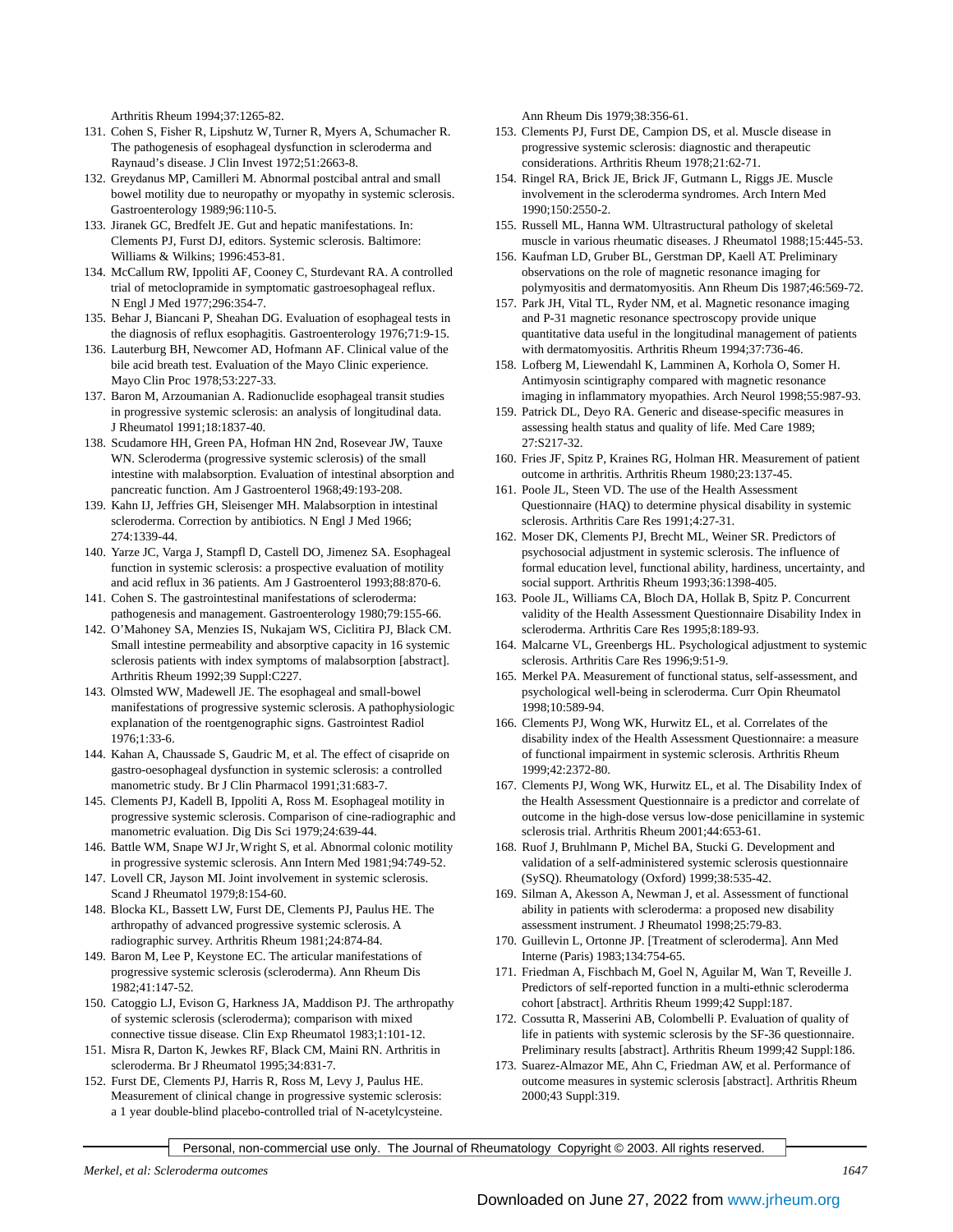Arthritis Rheum 1994;37:1265-82.

131. Cohen S, Fisher R, Lipshutz W, Turner R, Myers A, Schumacher R. The pathogenesis of esophageal dysfunction in scleroderma and Raynaud's disease. J Clin Invest 1972;51:2663-8.
132. Greydanus MP, Camilleri M. Abnormal postcibal antral and small bowel motility due to neuropathy or myopathy in systemic sclerosis. Gastroenterology 1989;96:110-5.
133. Jiranek GC, Bredfelt JE. Gut and hepatic manifestations. In: Clements PJ, Furst DJ, editors. Systemic sclerosis. Baltimore: Williams & Wilkins; 1996:453-81.
134. McCallum RW, Ippoliti AF, Cooney C, Sturdevant RA. A controlled trial of metoclopramide in symptomatic gastroesophageal reflux. N Engl J Med 1977;296:354-7.
135. Behar J, Biancani P, Sheahan DG. Evaluation of esophageal tests in the diagnosis of reflux esophagitis. Gastroenterology 1976;71:9-15.
136. Lauterburg BH, Newcomer AD, Hofmann AF. Clinical value of the bile acid breath test. Evaluation of the Mayo Clinic experience. Mayo Clin Proc 1978;53:227-33.
137. Baron M, Arzoumanian A. Radionuclide esophageal transit studies in progressive systemic sclerosis: an analysis of longitudinal data. J Rheumatol 1991;18:1837-40.
138. Scudamore HH, Green PA, Hofman HN 2nd, Rosevear JW, Tauxe WN. Scleroderma (progressive systemic sclerosis) of the small intestine with malabsorption. Evaluation of intestinal absorption and pancreatic function. Am J Gastroenterol 1968;49:193-208.
139. Kahn IJ, Jeffries GH, Sleisenger MH. Malabsorption in intestinal scleroderma. Correction by antibiotics. N Engl J Med 1966; 274:1339-44.
140. Yarze JC, Varga J, Stampfl D, Castell DO, Jimenez SA. Esophageal function in systemic sclerosis: a prospective evaluation of motility and acid reflux in 36 patients. Am J Gastroenterol 1993;88:870-6.
141. Cohen S. The gastrointestinal manifestations of scleroderma: pathogenesis and management. Gastroenterology 1980;79:155-66.
142. O'Mahoney SA, Menzies IS, Nukajam WS, Ciclitira PJ, Black CM. Small intestine permeability and absorptive capacity in 16 systemic sclerosis patients with index symptoms of malabsorption [abstract]. Arthritis Rheum 1992;39 Suppl:C227.
143. Olmsted WW, Madewell JE. The esophageal and small-bowel manifestations of progressive systemic sclerosis. A pathophysiologic explanation of the roentgenographic signs. Gastrointest Radiol 1976;1:33-6.
144. Kahan A, Chaussade S, Gaudric M, et al. The effect of cisapride on gastro-oesophageal dysfunction in systemic sclerosis: a controlled manometric study. Br J Clin Pharmacol 1991;31:683-7.
145. Clements PJ, Kadell B, Ippoliti A, Ross M. Esophageal motility in progressive systemic sclerosis. Comparison of cine-radiographic and manometric evaluation. Dig Dis Sci 1979;24:639-44.
146. Battle WM, Snape WJ Jr, Wright S, et al. Abnormal colonic motility in progressive systemic sclerosis. Ann Intern Med 1981;94:749-52.
147. Lovell CR, Jayson MI. Joint involvement in systemic sclerosis. Scand J Rheumatol 1979;8:154-60.
148. Blocka KL, Bassett LW, Furst DE, Clements PJ, Paulus HE. The arthropathy of advanced progressive systemic sclerosis. A radiographic survey. Arthritis Rheum 1981;24:874-84.
149. Baron M, Lee P, Keystone EC. The articular manifestations of progressive systemic sclerosis (scleroderma). Ann Rheum Dis 1982;41:147-52.
150. Catoggio LJ, Evison G, Harkness JA, Maddison PJ. The arthropathy of systemic sclerosis (scleroderma); comparison with mixed connective tissue disease. Clin Exp Rheumatol 1983;1:101-12.
151. Misra R, Darton K, Jewkes RF, Black CM, Maini RN. Arthritis in scleroderma. Br J Rheumatol 1995;34:831-7.
152. Furst DE, Clements PJ, Harris R, Ross M, Levy J, Paulus HE. Measurement of clinical change in progressive systemic sclerosis: a 1 year double-blind placebo-controlled trial of N-acetylcysteine. Ann Rheum Dis 1979;38:356-61.
153. Clements PJ, Furst DE, Campion DS, et al. Muscle disease in progressive systemic sclerosis: diagnostic and therapeutic considerations. Arthritis Rheum 1978;21:62-71.
154. Ringel RA, Brick JE, Brick JF, Gutmann L, Riggs JE. Muscle involvement in the scleroderma syndromes. Arch Intern Med 1990;150:2550-2.
155. Russell ML, Hanna WM. Ultrastructural pathology of skeletal muscle in various rheumatic diseases. J Rheumatol 1988;15:445-53.
156. Kaufman LD, Gruber BL, Gerstman DP, Kaell AT. Preliminary observations on the role of magnetic resonance imaging for polymyositis and dermatomyositis. Ann Rheum Dis 1987;46:569-72.
157. Park JH, Vital TL, Ryder NM, et al. Magnetic resonance imaging and P-31 magnetic resonance spectroscopy provide unique quantitative data useful in the longitudinal management of patients with dermatomyositis. Arthritis Rheum 1994;37:736-46.
158. Lofberg M, Liewendahl K, Lamminen A, Korhola O, Somer H. Antimyosin scintigraphy compared with magnetic resonance imaging in inflammatory myopathies. Arch Neurol 1998;55:987-93.
159. Patrick DL, Deyo RA. Generic and disease-specific measures in assessing health status and quality of life. Med Care 1989; 27:S217-32.
160. Fries JF, Spitz P, Kraines RG, Holman HR. Measurement of patient outcome in arthritis. Arthritis Rheum 1980;23:137-45.
161. Poole JL, Steen VD. The use of the Health Assessment Questionnaire (HAQ) to determine physical disability in systemic sclerosis. Arthritis Care Res 1991;4:27-31.
162. Moser DK, Clements PJ, Brecht ML, Weiner SR. Predictors of psychosocial adjustment in systemic sclerosis. The influence of formal education level, functional ability, hardiness, uncertainty, and social support. Arthritis Rheum 1993;36:1398-405.
163. Poole JL, Williams CA, Bloch DA, Hollak B, Spitz P. Concurrent validity of the Health Assessment Questionnaire Disability Index in scleroderma. Arthritis Care Res 1995;8:189-93.
164. Malcarne VL, Greenbergs HL. Psychological adjustment to systemic sclerosis. Arthritis Care Res 1996;9:51-9.
165. Merkel PA. Measurement of functional status, self-assessment, and psychological well-being in scleroderma. Curr Opin Rheumatol 1998;10:589-94.
166. Clements PJ, Wong WK, Hurwitz EL, et al. Correlates of the disability index of the Health Assessment Questionnaire: a measure of functional impairment in systemic sclerosis. Arthritis Rheum 1999;42:2372-80.
167. Clements PJ, Wong WK, Hurwitz EL, et al. The Disability Index of the Health Assessment Questionnaire is a predictor and correlate of outcome in the high-dose versus low-dose penicillamine in systemic sclerosis trial. Arthritis Rheum 2001;44:653-61.
168. Ruof J, Bruhlmann P, Michel BA, Stucki G. Development and validation of a self-administered systemic sclerosis questionnaire (SySQ). Rheumatology (Oxford) 1999;38:535-42.
169. Silman A, Akesson A, Newman J, et al. Assessment of functional ability in patients with scleroderma: a proposed new disability assessment instrument. J Rheumatol 1998;25:79-83.
170. Guillevin L, Ortonne JP. [Treatment of scleroderma]. Ann Med Interne (Paris) 1983;134:754-65.
171. Friedman A, Fischbach M, Goel N, Aguilar M, Wan T, Reveille J. Predictors of self-reported function in a multi-ethnic scleroderma cohort [abstract]. Arthritis Rheum 1999;42 Suppl:187.
172. Cossutta R, Masserini AB, Colombelli P. Evaluation of quality of life in patients with systemic sclerosis by the SF-36 questionnaire. Preliminary results [abstract]. Arthritis Rheum 1999;42 Suppl:186.
173. Suarez-Almazor ME, Ahn C, Friedman AW, et al. Performance of outcome measures in systemic sclerosis [abstract]. Arthritis Rheum 2000;43 Suppl:319.